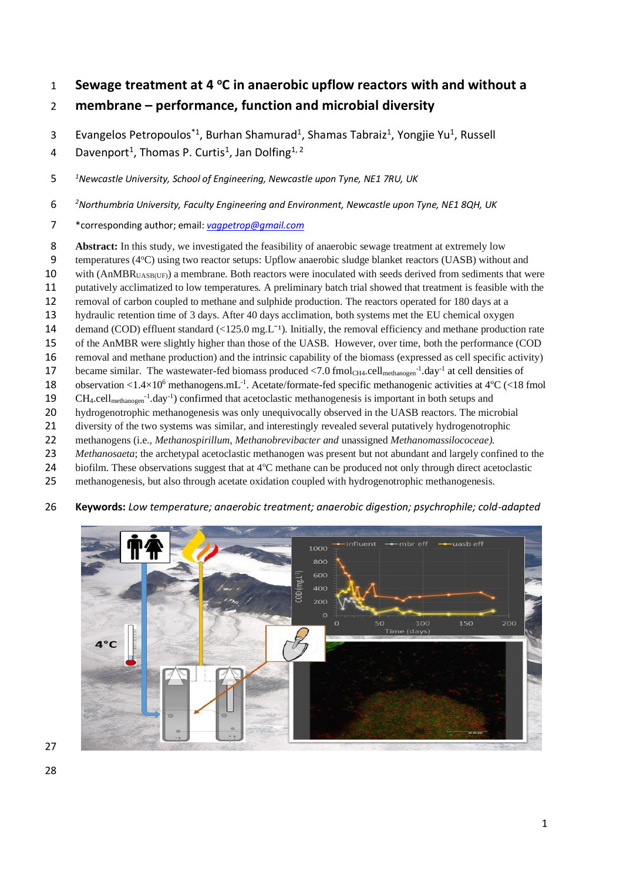# Sewage treatment at 4 °C in anaerobic upflow reactors with and without a membrane – performance, function and microbial diversity

Evangelos Petropoulos*[1], Burhan Shamurad[1], Shamas Tabraiz[1], Yongjie Yu[1], Russell Davenport[1], Thomas P. Curtis[1], Jan Dolfing[1, 2]

[1]*Newcastle University, School of Engineering, Newcastle upon Tyne, NE1 7RU, UK*

[2]*Northumbria University, Faculty Engineering and Environment, Newcastle upon Tyne, NE1 8QH, UK*

*corresponding author; email: vagpetrop@gmail.com

**Abstract:** In this study, we investigated the feasibility of anaerobic sewage treatment at extremely low temperatures (4°C) using two reactor setups: Upflow anaerobic sludge blanket reactors (UASB) without and with ($AnMBR_{UASB(UF)}$) a membrane. Both reactors were inoculated with seeds derived from sediments that were putatively acclimatized to low temperatures. A preliminary batch trial showed that treatment is feasible with the removal of carbon coupled to methane and sulphide production. The reactors operated for 180 days at a hydraulic retention time of 3 days. After 40 days acclimation, both systems met the EU chemical oxygen demand (COD) effluent standard (<125.0 mg.L$^{-1}$). Initially, the removal efficiency and methane production rate of the AnMBR were slightly higher than those of the UASB. However, over time, both the performance (COD removal and methane production) and the intrinsic capability of the biomass (expressed as cell specific activity) became similar. The wastewater-fed biomass produced <7.0 $fmol_{CH_4}.cell_{methanogen}^{-1}.day^{-1}$ at cell densities of observation <$1.4\times10^{6}$ methanogens.mL$^{-1}$. Acetate/formate-fed specific methanogenic activities at 4°C (<18 fmol $CH_4.cell_{methanogen}^{-1}.day^{-1}$) confirmed that acetoclastic methanogenesis is important in both setups and hydrogenotrophic methanogenesis was only unequivocally observed in the UASB reactors. The microbial diversity of the two systems was similar, and interestingly revealed several putatively hydrogenotrophic methanogens (i.e., *Methanospirillum*, *Methanobrevibacter and* unassigned *Methanomassilococeae).* *Methanosaeta*; the archetypal acetoclastic methanogen was present but not abundant and largely confined to the biofilm. These observations suggest that at 4°C methane can be produced not only through direct acetoclastic methanogenesis, but also through acetate oxidation coupled with hydrogenotrophic methanogenesis.

**Keywords:** *Low temperature; anaerobic treatment; anaerobic digestion; psychrophile; cold-adapted*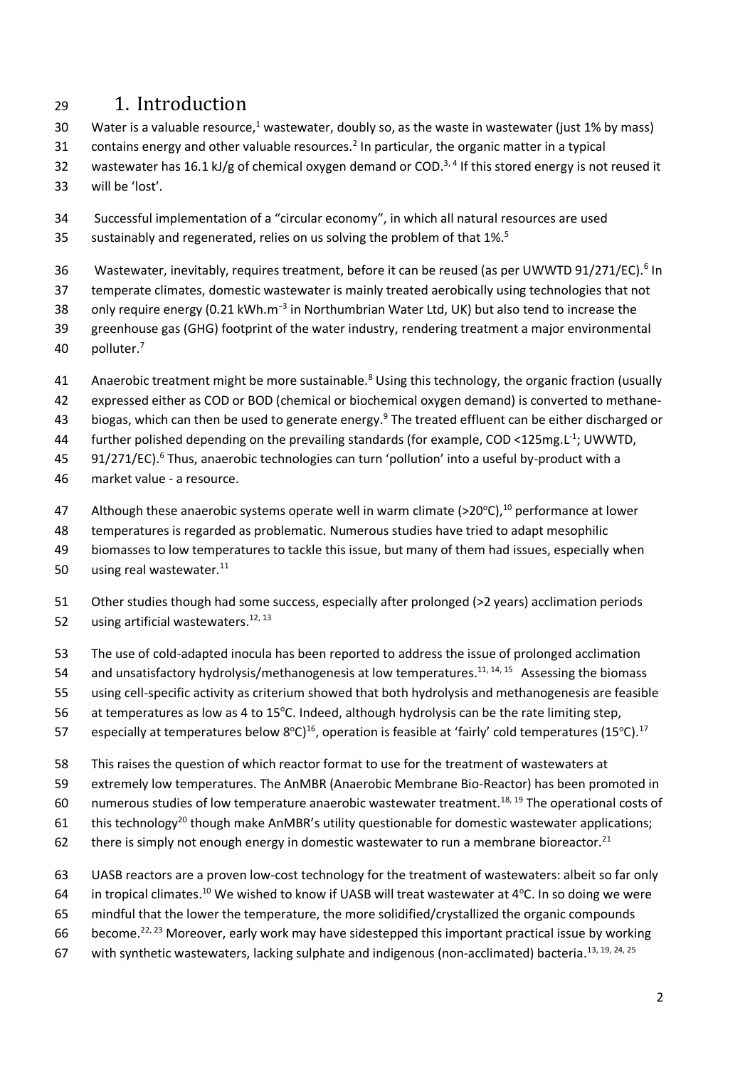# 1. Introduction

Water is a valuable resource,[1] wastewater, doubly so, as the waste in wastewater (just 1% by mass) contains energy and other valuable resources.[2] In particular, the organic matter in a typical wastewater has 16.1 kJ/g of chemical oxygen demand or COD.[3, 4] If this stored energy is not reused it will be 'lost'.

Successful implementation of a "circular economy", in which all natural resources are used sustainably and regenerated, relies on us solving the problem of that 1%.[5]

Wastewater, inevitably, requires treatment, before it can be reused (as per UWWTD 91/271/EC).[6] In temperate climates, domestic wastewater is mainly treated aerobically using technologies that not only require energy (0.21 kWh.m$^{-3}$ in Northumbrian Water Ltd, UK) but also tend to increase the greenhouse gas (GHG) footprint of the water industry, rendering treatment a major environmental polluter.[7]

Anaerobic treatment might be more sustainable.[8] Using this technology, the organic fraction (usually expressed either as COD or BOD (chemical or biochemical oxygen demand) is converted to methane-biogas, which can then be used to generate energy.[9] The treated effluent can be either discharged or further polished depending on the prevailing standards (for example, COD <125mg.L$^{-1}$; UWWTD, 91/271/EC).[6] Thus, anaerobic technologies can turn 'pollution' into a useful by-product with a market value - a resource.

Although these anaerobic systems operate well in warm climate (>20$^{o}$C),[10] performance at lower temperatures is regarded as problematic. Numerous studies have tried to adapt mesophilic biomasses to low temperatures to tackle this issue, but many of them had issues, especially when using real wastewater.[11]

Other studies though had some success, especially after prolonged (>2 years) acclimation periods using artificial wastewaters.[12, 13]

The use of cold-adapted inocula has been reported to address the issue of prolonged acclimation and unsatisfactory hydrolysis/methanogenesis at low temperatures.[11, 14, 15] Assessing the biomass using cell-specific activity as criterium showed that both hydrolysis and methanogenesis are feasible at temperatures as low as 4 to 15$^{o}$C. Indeed, although hydrolysis can be the rate limiting step, especially at temperatures below 8$^{o}$C)[16], operation is feasible at 'fairly' cold temperatures (15$^{o}$C).[17]

This raises the question of which reactor format to use for the treatment of wastewaters at extremely low temperatures. The AnMBR (Anaerobic Membrane Bio-Reactor) has been promoted in numerous studies of low temperature anaerobic wastewater treatment.[18, 19] The operational costs of this technology[20] though make AnMBR's utility questionable for domestic wastewater applications; there is simply not enough energy in domestic wastewater to run a membrane bioreactor.[21]

UASB reactors are a proven low-cost technology for the treatment of wastewaters: albeit so far only in tropical climates.[10] We wished to know if UASB will treat wastewater at 4$^{o}$C. In so doing we were mindful that the lower the temperature, the more solidified/crystallized the organic compounds become.[22, 23] Moreover, early work may have sidestepped this important practical issue by working with synthetic wastewaters, lacking sulphate and indigenous (non-acclimated) bacteria.[13, 19, 24, 25]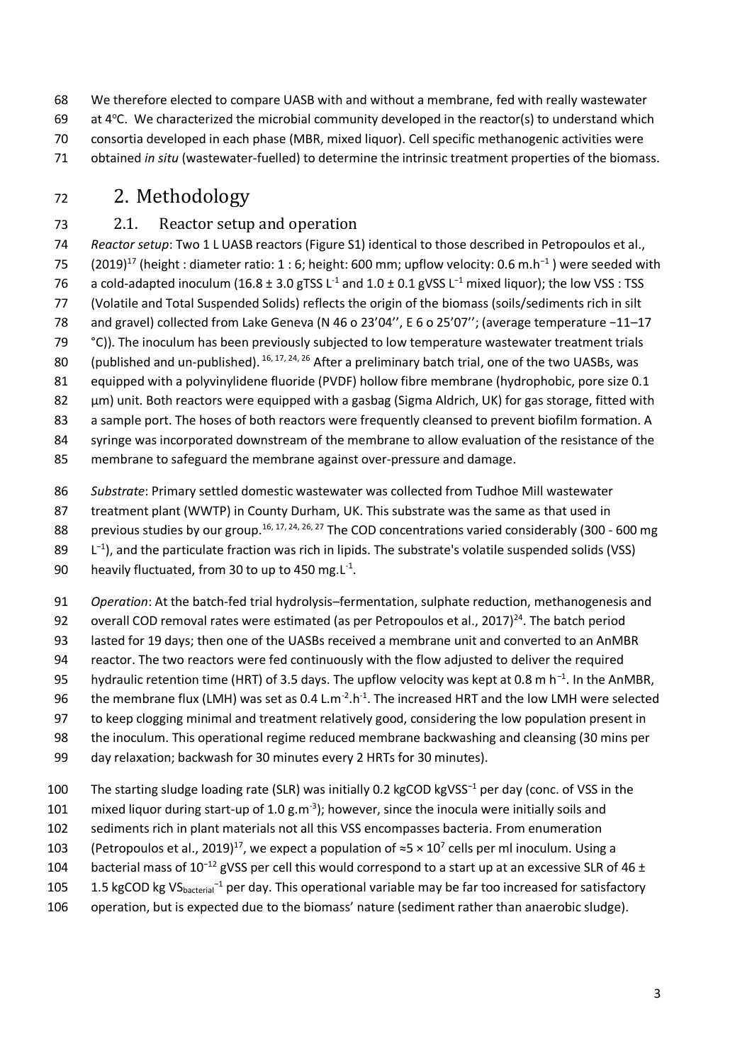We therefore elected to compare UASB with and without a membrane, fed with really wastewater at 4°C. We characterized the microbial community developed in the reactor(s) to understand which consortia developed in each phase (MBR, mixed liquor). Cell specific methanogenic activities were obtained *in situ* (wastewater-fuelled) to determine the intrinsic treatment properties of the biomass.

# 2. Methodology

## 2.1. Reactor setup and operation

*Reactor setup*: Two 1 L UASB reactors (Figure S1) identical to those described in Petropoulos et al., (2019)[17] (height : diameter ratio: 1 : 6; height: 600 mm; upflow velocity: 0.6 $m.h^{-1}$ ) were seeded with a cold-adapted inoculum (16.8 ± 3.0 gTSS $L^{-1}$ and 1.0 ± 0.1 gVSS $L^{-1}$ mixed liquor); the low VSS : TSS (Volatile and Total Suspended Solids) reflects the origin of the biomass (soils/sediments rich in silt and gravel) collected from Lake Geneva (N 46 o 23'04'', E 6 o 25'07''; (average temperature −11–17 °C)). The inoculum has been previously subjected to low temperature wastewater treatment trials (published and un-published).[16, 17, 24, 26] After a preliminary batch trial, one of the two UASBs, was equipped with a polyvinylidene fluoride (PVDF) hollow fibre membrane (hydrophobic, pore size 0.1 µm) unit. Both reactors were equipped with a gasbag (Sigma Aldrich, UK) for gas storage, fitted with a sample port. The hoses of both reactors were frequently cleansed to prevent biofilm formation. A syringe was incorporated downstream of the membrane to allow evaluation of the resistance of the membrane to safeguard the membrane against over-pressure and damage.

*Substrate*: Primary settled domestic wastewater was collected from Tudhoe Mill wastewater treatment plant (WWTP) in County Durham, UK. This substrate was the same as that used in previous studies by our group.[16, 17, 24, 26, 27] The COD concentrations varied considerably (300 - 600 mg $L^{-1}$), and the particulate fraction was rich in lipids. The substrate's volatile suspended solids (VSS) heavily fluctuated, from 30 to up to 450 $mg.L^{-1}$.

*Operation*: At the batch-fed trial hydrolysis–fermentation, sulphate reduction, methanogenesis and overall COD removal rates were estimated (as per Petropoulos et al., 2017)[24]. The batch period lasted for 19 days; then one of the UASBs received a membrane unit and converted to an AnMBR reactor. The two reactors were fed continuously with the flow adjusted to deliver the required hydraulic retention time (HRT) of 3.5 days. The upflow velocity was kept at 0.8 m $h^{-1}$. In the AnMBR, the membrane flux (LMH) was set as 0.4 $L.m^{-2}.h^{-1}$. The increased HRT and the low LMH were selected to keep clogging minimal and treatment relatively good, considering the low population present in the inoculum. This operational regime reduced membrane backwashing and cleansing (30 mins per day relaxation; backwash for 30 minutes every 2 HRTs for 30 minutes).

The starting sludge loading rate (SLR) was initially 0.2 kgCOD $kgVSS^{-1}$ per day (conc. of VSS in the mixed liquor during start-up of 1.0 $g.m^{-3}$); however, since the inocula were initially soils and sediments rich in plant materials not all this VSS encompasses bacteria. From enumeration (Petropoulos et al., 2019)[17], we expect a population of ≈$5 \times 10^7$ cells per ml inoculum. Using a bacterial mass of $10^{-12}$ gVSS per cell this would correspond to a start up at an excessive SLR of 46 ± 1.5 kgCOD kg $VS_{bacterial}^{-1}$ per day. This operational variable may be far too increased for satisfactory operation, but is expected due to the biomass' nature (sediment rather than anaerobic sludge).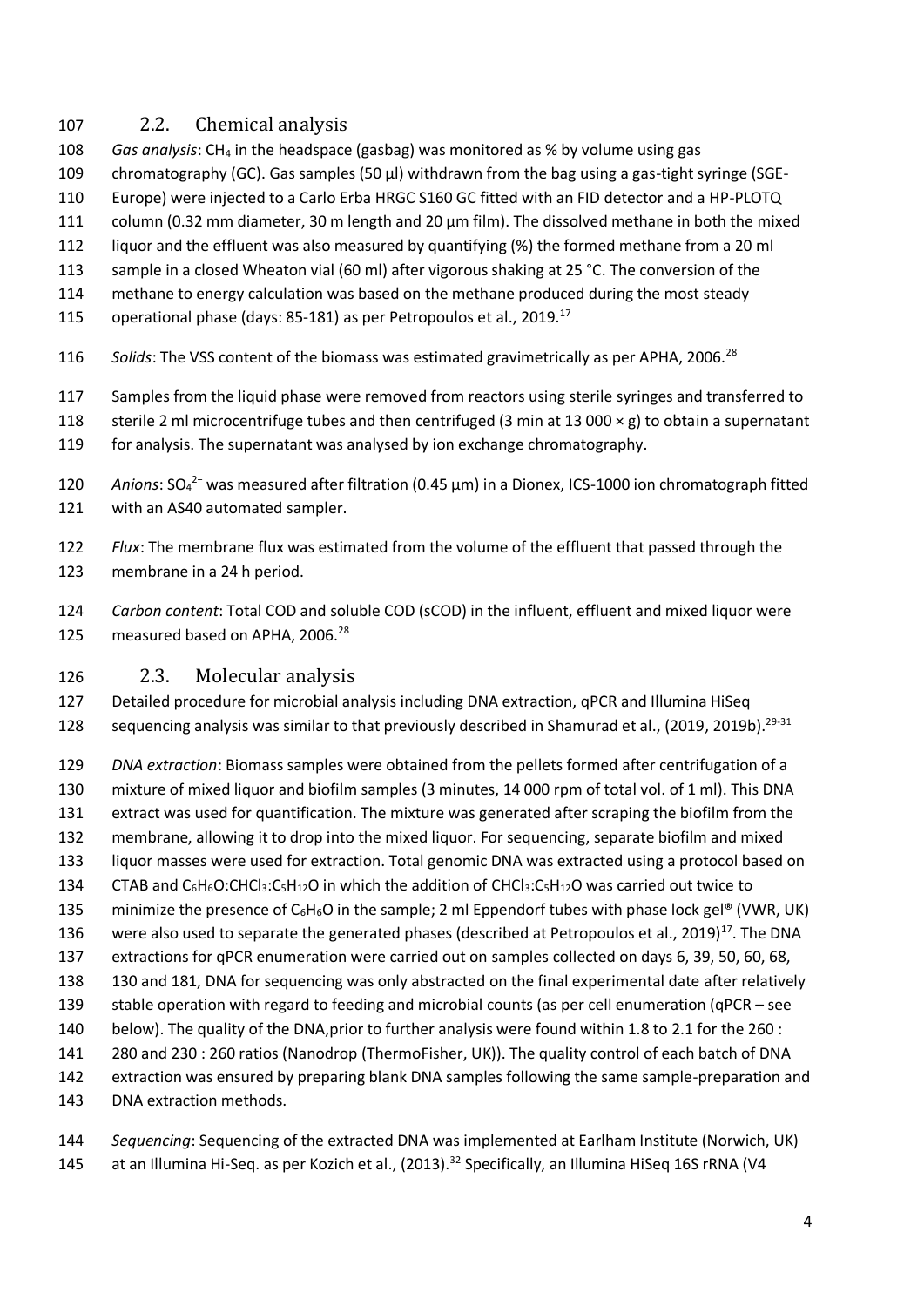## 2.2. Chemical analysis

*Gas analysis*: $CH_4$ in the headspace (gasbag) was monitored as % by volume using gas chromatography (GC). Gas samples (50 µl) withdrawn from the bag using a gas-tight syringe (SGE-Europe) were injected to a Carlo Erba HRGC S160 GC fitted with an FID detector and a HP-PLOTQ column (0.32 mm diameter, 30 m length and 20 µm film). The dissolved methane in both the mixed liquor and the effluent was also measured by quantifying (%) the formed methane from a 20 ml sample in a closed Wheaton vial (60 ml) after vigorous shaking at 25 °C. The conversion of the methane to energy calculation was based on the methane produced during the most steady operational phase (days: 85-181) as per Petropoulos et al., 2019.[17]

*Solids*: The VSS content of the biomass was estimated gravimetrically as per APHA, 2006.[28]

Samples from the liquid phase were removed from reactors using sterile syringes and transferred to sterile 2 ml microcentrifuge tubes and then centrifuged (3 min at 13 000 × g) to obtain a supernatant for analysis. The supernatant was analysed by ion exchange chromatography.

*Anions*: $SO_4^{2-}$ was measured after filtration (0.45 µm) in a Dionex, ICS-1000 ion chromatograph fitted with an AS40 automated sampler.

*Flux*: The membrane flux was estimated from the volume of the effluent that passed through the membrane in a 24 h period.

*Carbon content*: Total COD and soluble COD (sCOD) in the influent, effluent and mixed liquor were measured based on APHA, 2006.[28]

## 2.3. Molecular analysis

Detailed procedure for microbial analysis including DNA extraction, qPCR and Illumina HiSeq sequencing analysis was similar to that previously described in Shamurad et al., (2019, 2019b).[29-31]

*DNA extraction*: Biomass samples were obtained from the pellets formed after centrifugation of a mixture of mixed liquor and biofilm samples (3 minutes, 14 000 rpm of total vol. of 1 ml). This DNA extract was used for quantification. The mixture was generated after scraping the biofilm from the membrane, allowing it to drop into the mixed liquor. For sequencing, separate biofilm and mixed liquor masses were used for extraction. Total genomic DNA was extracted using a protocol based on CTAB and $C_6H_6O$:$CHCl_3$:$C_5H_{12}O$ in which the addition of $CHCl_3$:$C_5H_{12}O$ was carried out twice to minimize the presence of $C_6H_6O$ in the sample; 2 ml Eppendorf tubes with phase lock gel® (VWR, UK) were also used to separate the generated phases (described at Petropoulos et al., 2019)[17]. The DNA extractions for qPCR enumeration were carried out on samples collected on days 6, 39, 50, 60, 68, 130 and 181, DNA for sequencing was only abstracted on the final experimental date after relatively stable operation with regard to feeding and microbial counts (as per cell enumeration (qPCR – see below). The quality of the DNA,prior to further analysis were found within 1.8 to 2.1 for the 260 : 280 and 230 : 260 ratios (Nanodrop (ThermoFisher, UK)). The quality control of each batch of DNA extraction was ensured by preparing blank DNA samples following the same sample-preparation and DNA extraction methods.

*Sequencing*: Sequencing of the extracted DNA was implemented at Earlham Institute (Norwich, UK) at an Illumina Hi-Seq. as per Kozich et al., (2013).[32] Specifically, an Illumina HiSeq 16S rRNA (V4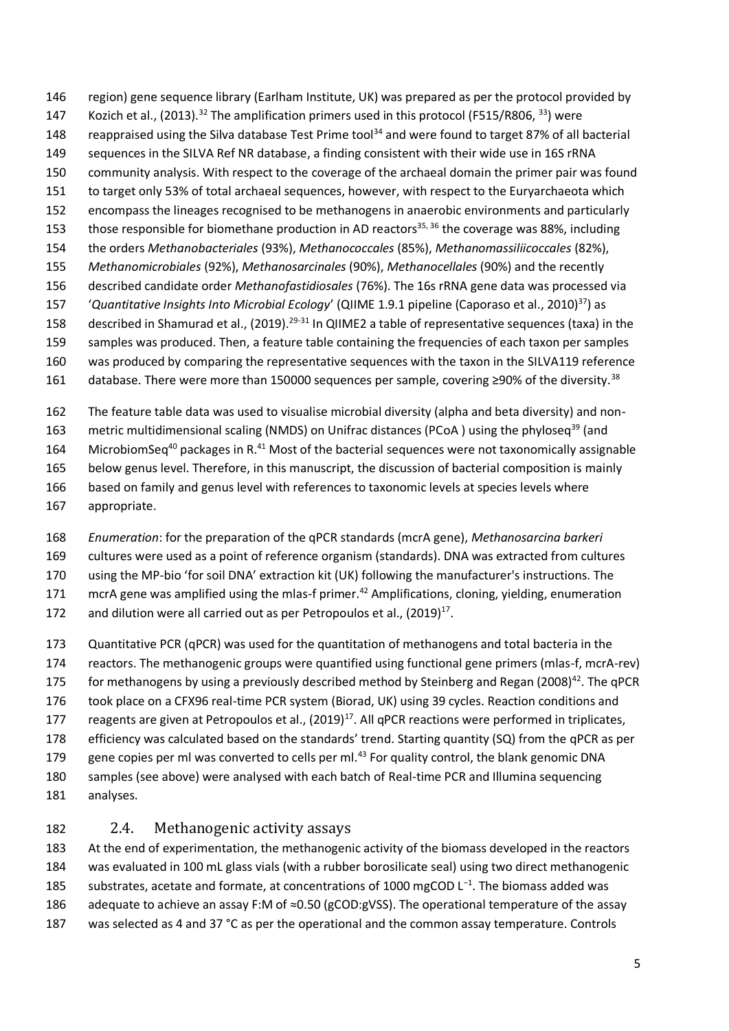region) gene sequence library (Earlham Institute, UK) was prepared as per the protocol provided by Kozich et al., (2013).[32] The amplification primers used in this protocol (F515/R806, [33]) were reappraised using the Silva database Test Prime tool[34] and were found to target 87% of all bacterial sequences in the SILVA Ref NR database, a finding consistent with their wide use in 16S rRNA community analysis. With respect to the coverage of the archaeal domain the primer pair was found to target only 53% of total archaeal sequences, however, with respect to the Euryarchaeota which encompass the lineages recognised to be methanogens in anaerobic environments and particularly those responsible for biomethane production in AD reactors[35, 36] the coverage was 88%, including the orders *Methanobacteriales* (93%), *Methanococcales* (85%), *Methanomassiliicoccales* (82%), *Methanomicrobiales* (92%), *Methanosarcinales* (90%), *Methanocellales* (90%) and the recently described candidate order *Methanofastidiosales* (76%). The 16s rRNA gene data was processed via '*Quantitative Insights Into Microbial Ecology*' (QIIME 1.9.1 pipeline (Caporaso et al., 2010)[37]) as described in Shamurad et al., (2019).[29-31] In QIIME2 a table of representative sequences (taxa) in the samples was produced. Then, a feature table containing the frequencies of each taxon per samples was produced by comparing the representative sequences with the taxon in the SILVA119 reference database. There were more than 150000 sequences per sample, covering ≥90% of the diversity.[38]

The feature table data was used to visualise microbial diversity (alpha and beta diversity) and non-metric multidimensional scaling (NMDS) on Unifrac distances (PCoA ) using the phyloseq[39] (and MicrobiomSeq[40] packages in R.[41] Most of the bacterial sequences were not taxonomically assignable below genus level. Therefore, in this manuscript, the discussion of bacterial composition is mainly based on family and genus level with references to taxonomic levels at species levels where appropriate.

*Enumeration*: for the preparation of the qPCR standards (mcrA gene), *Methanosarcina barkeri* cultures were used as a point of reference organism (standards). DNA was extracted from cultures using the MP-bio 'for soil DNA' extraction kit (UK) following the manufacturer's instructions. The mcrA gene was amplified using the mlas-f primer.[42] Amplifications, cloning, yielding, enumeration and dilution were all carried out as per Petropoulos et al., (2019)[17].

Quantitative PCR (qPCR) was used for the quantitation of methanogens and total bacteria in the reactors. The methanogenic groups were quantified using functional gene primers (mlas-f, mcrA-rev) for methanogens by using a previously described method by Steinberg and Regan (2008)[42]. The qPCR took place on a CFX96 real-time PCR system (Biorad, UK) using 39 cycles. Reaction conditions and reagents are given at Petropoulos et al., (2019)[17]. All qPCR reactions were performed in triplicates, efficiency was calculated based on the standards' trend. Starting quantity (SQ) from the qPCR as per gene copies per ml was converted to cells per ml.[43] For quality control, the blank genomic DNA samples (see above) were analysed with each batch of Real-time PCR and Illumina sequencing analyses.

## 2.4. Methanogenic activity assays

At the end of experimentation, the methanogenic activity of the biomass developed in the reactors was evaluated in 100 mL glass vials (with a rubber borosilicate seal) using two direct methanogenic substrates, acetate and formate, at concentrations of 1000 mgCOD $L^{-1}$. The biomass added was adequate to achieve an assay F:M of ≈0.50 (gCOD:gVSS). The operational temperature of the assay was selected as 4 and 37 °C as per the operational and the common assay temperature. Controls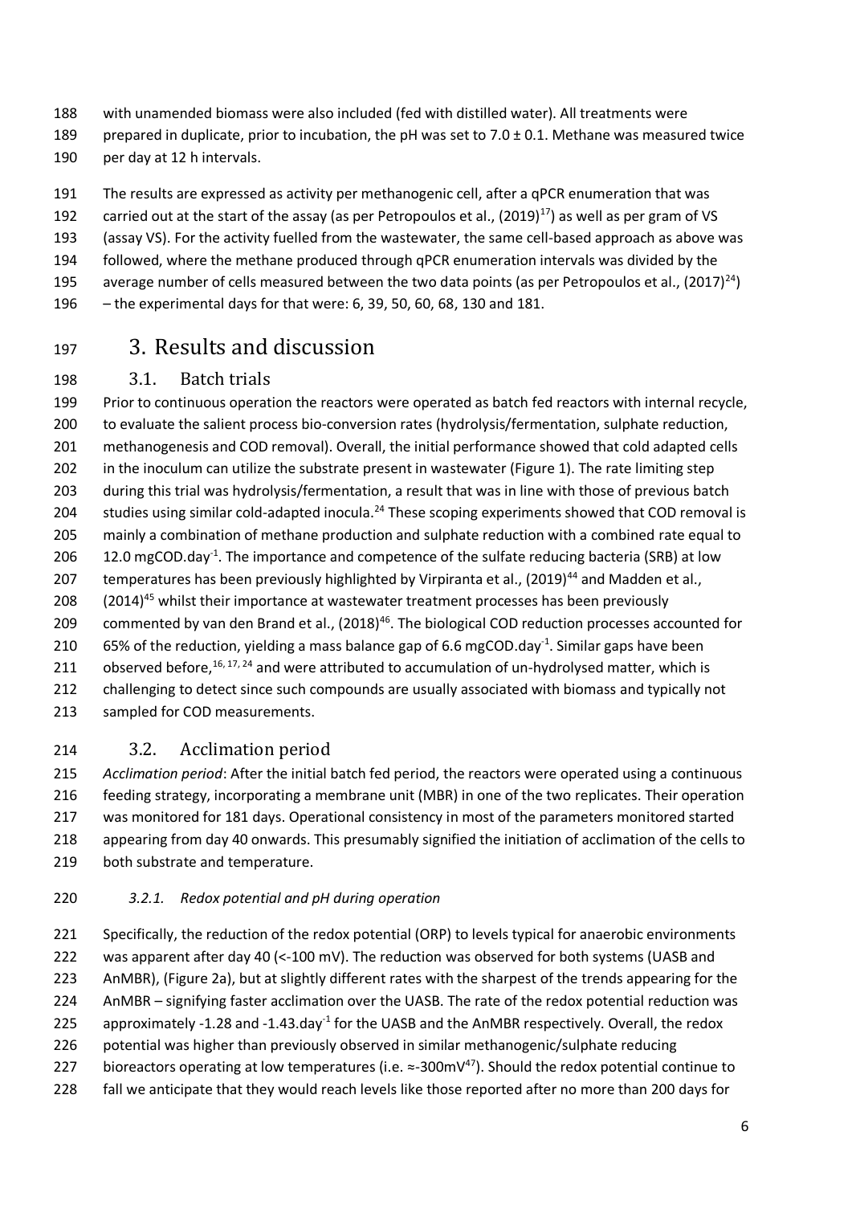with unamended biomass were also included (fed with distilled water). All treatments were prepared in duplicate, prior to incubation, the pH was set to 7.0 ± 0.1. Methane was measured twice per day at 12 h intervals.

The results are expressed as activity per methanogenic cell, after a qPCR enumeration that was carried out at the start of the assay (as per Petropoulos et al., (2019)[17]) as well as per gram of VS (assay VS). For the activity fuelled from the wastewater, the same cell-based approach as above was followed, where the methane produced through qPCR enumeration intervals was divided by the average number of cells measured between the two data points (as per Petropoulos et al., (2017)[24]) – the experimental days for that were: 6, 39, 50, 60, 68, 130 and 181.

# 3. Results and discussion

## 3.1. Batch trials

Prior to continuous operation the reactors were operated as batch fed reactors with internal recycle, to evaluate the salient process bio-conversion rates (hydrolysis/fermentation, sulphate reduction, methanogenesis and COD removal). Overall, the initial performance showed that cold adapted cells in the inoculum can utilize the substrate present in wastewater (Figure 1). The rate limiting step during this trial was hydrolysis/fermentation, a result that was in line with those of previous batch studies using similar cold-adapted inocula.[24] These scoping experiments showed that COD removal is mainly a combination of methane production and sulphate reduction with a combined rate equal to 12.0 mgCOD.day$^{-1}$. The importance and competence of the sulfate reducing bacteria (SRB) at low temperatures has been previously highlighted by Virpiranta et al., (2019)[44] and Madden et al., (2014)[45] whilst their importance at wastewater treatment processes has been previously commented by van den Brand et al., (2018)[46]. The biological COD reduction processes accounted for 65% of the reduction, yielding a mass balance gap of 6.6 mgCOD.day$^{-1}$. Similar gaps have been observed before,[16, 17, 24] and were attributed to accumulation of un-hydrolysed matter, which is challenging to detect since such compounds are usually associated with biomass and typically not sampled for COD measurements.

## 3.2. Acclimation period

*Acclimation period*: After the initial batch fed period, the reactors were operated using a continuous feeding strategy, incorporating a membrane unit (MBR) in one of the two replicates. Their operation was monitored for 181 days. Operational consistency in most of the parameters monitored started appearing from day 40 onwards. This presumably signified the initiation of acclimation of the cells to both substrate and temperature.

### *3.2.1. Redox potential and pH during operation*

Specifically, the reduction of the redox potential (ORP) to levels typical for anaerobic environments was apparent after day 40 (<-100 mV). The reduction was observed for both systems (UASB and AnMBR), (Figure 2a), but at slightly different rates with the sharpest of the trends appearing for the AnMBR – signifying faster acclimation over the UASB. The rate of the redox potential reduction was approximately -1.28 and -1.43.day$^{-1}$ for the UASB and the AnMBR respectively. Overall, the redox potential was higher than previously observed in similar methanogenic/sulphate reducing bioreactors operating at low temperatures (i.e. ≈-300mV[47]). Should the redox potential continue to fall we anticipate that they would reach levels like those reported after no more than 200 days for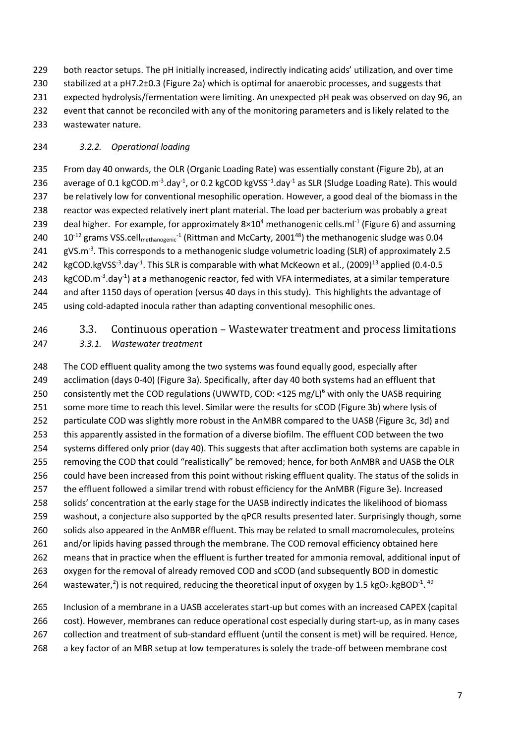both reactor setups. The pH initially increased, indirectly indicating acids' utilization, and over time stabilized at a pH7.2±0.3 (Figure 2a) which is optimal for anaerobic processes, and suggests that expected hydrolysis/fermentation were limiting. An unexpected pH peak was observed on day 96, an event that cannot be reconciled with any of the monitoring parameters and is likely related to the wastewater nature.

### *3.2.2. Operational loading*

From day 40 onwards, the OLR (Organic Loading Rate) was essentially constant (Figure 2b), at an average of 0.1 $kgCOD.m^{-3}.day^{-1}$, or 0.2 kgCOD $kgVSS^{-1}.day^{-1}$ as SLR (Sludge Loading Rate). This would be relatively low for conventional mesophilic operation. However, a good deal of the biomass in the reactor was expected relatively inert plant material. The load per bacterium was probably a great deal higher. For example, for approximately $8 \times 10^4$ methanogenic $cells.ml^{-1}$ (Figure 6) and assuming $10^{-12}$ grams $VSS.cell_{methanogenic}^{-1}$ (Rittman and McCarty, 2001[48]) the methanogenic sludge was 0.04 $gVS.m^{-3}$. This corresponds to a methanogenic sludge volumetric loading (SLR) of approximately 2.5 $kgCOD.kgVSS^{-3}.day^{-1}$. This SLR is comparable with what McKeown et al., (2009)[13] applied (0.4-0.5 $kgCOD.m^{-3}.day^{-1}$) at a methanogenic reactor, fed with VFA intermediates, at a similar temperature and after 1150 days of operation (versus 40 days in this study). This highlights the advantage of using cold-adapted inocula rather than adapting conventional mesophilic ones.

## 3.3. Continuous operation – Wastewater treatment and process limitations

### *3.3.1. Wastewater treatment*

The COD effluent quality among the two systems was found equally good, especially after acclimation (days 0-40) (Figure 3a). Specifically, after day 40 both systems had an effluent that consistently met the COD regulations (UWWTD, COD: <125 mg/L)[6] with only the UASB requiring some more time to reach this level. Similar were the results for sCOD (Figure 3b) where lysis of particulate COD was slightly more robust in the AnMBR compared to the UASB (Figure 3c, 3d) and this apparently assisted in the formation of a diverse biofilm. The effluent COD between the two systems differed only prior (day 40). This suggests that after acclimation both systems are capable in removing the COD that could "realistically" be removed; hence, for both AnMBR and UASB the OLR could have been increased from this point without risking effluent quality. The status of the solids in the effluent followed a similar trend with robust efficiency for the AnMBR (Figure 3e). Increased solids' concentration at the early stage for the UASB indirectly indicates the likelihood of biomass washout, a conjecture also supported by the qPCR results presented later. Surprisingly though, some solids also appeared in the AnMBR effluent. This may be related to small macromolecules, proteins and/or lipids having passed through the membrane. The COD removal efficiency obtained here means that in practice when the effluent is further treated for ammonia removal, additional input of oxygen for the removal of already removed COD and sCOD (and subsequently BOD in domestic wastewater,[2]) is not required, reducing the theoretical input of oxygen by 1.5 $kgO_2.kgBOD^{-1}$.[49]

Inclusion of a membrane in a UASB accelerates start-up but comes with an increased CAPEX (capital cost). However, membranes can reduce operational cost especially during start-up, as in many cases collection and treatment of sub-standard effluent (until the consent is met) will be required. Hence, a key factor of an MBR setup at low temperatures is solely the trade-off between membrane cost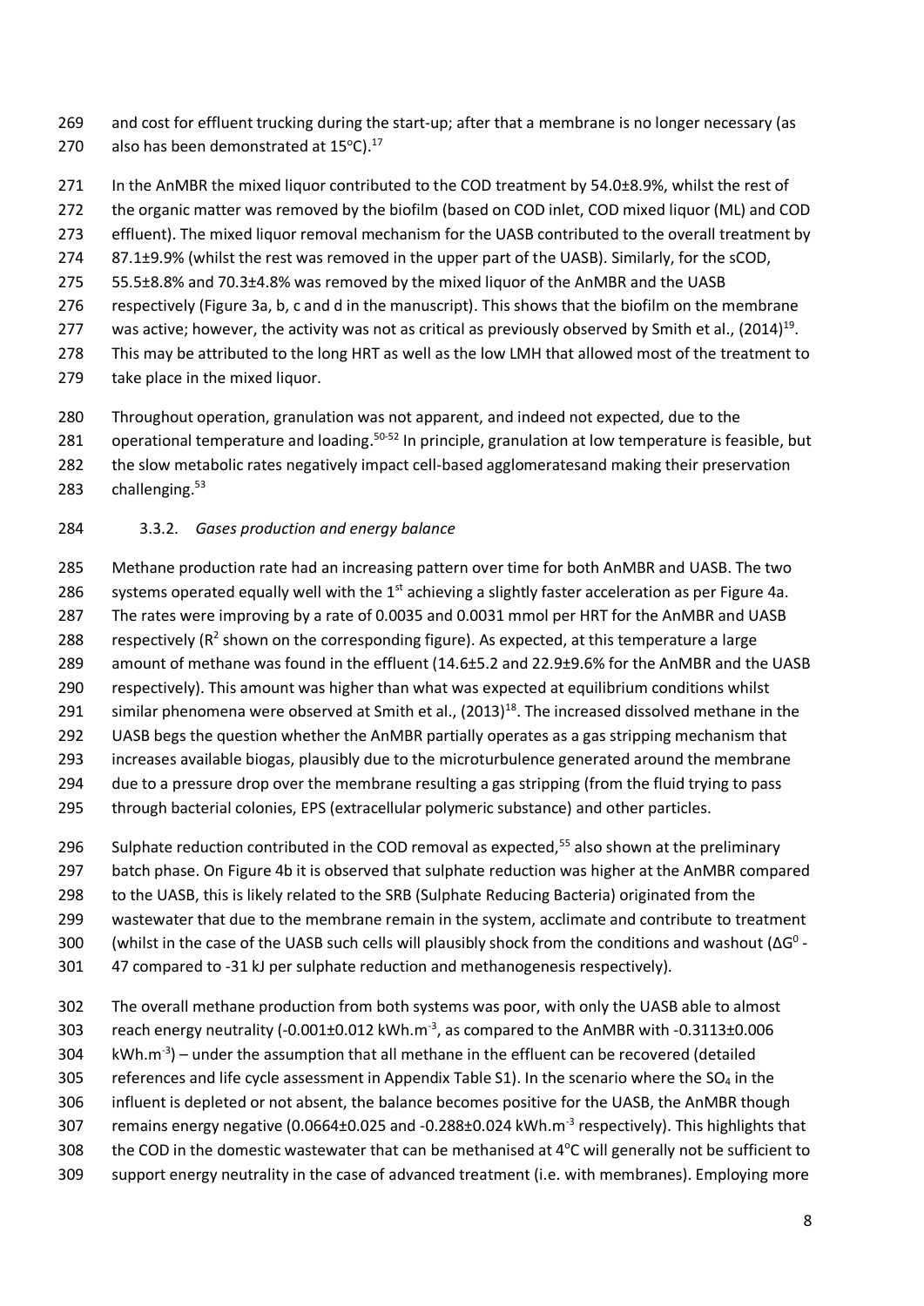and cost for effluent trucking during the start-up; after that a membrane is no longer necessary (as also has been demonstrated at 15°C).[17]

In the AnMBR the mixed liquor contributed to the COD treatment by 54.0±8.9%, whilst the rest of the organic matter was removed by the biofilm (based on COD inlet, COD mixed liquor (ML) and COD effluent). The mixed liquor removal mechanism for the UASB contributed to the overall treatment by 87.1±9.9% (whilst the rest was removed in the upper part of the UASB). Similarly, for the sCOD, 55.5±8.8% and 70.3±4.8% was removed by the mixed liquor of the AnMBR and the UASB respectively (Figure 3a, b, c and d in the manuscript). This shows that the biofilm on the membrane was active; however, the activity was not as critical as previously observed by Smith et al., (2014)[19]. This may be attributed to the long HRT as well as the low LMH that allowed most of the treatment to take place in the mixed liquor.

Throughout operation, granulation was not apparent, and indeed not expected, due to the operational temperature and loading.[50-52] In principle, granulation at low temperature is feasible, but the slow metabolic rates negatively impact cell-based agglomeratesand making their preservation challenging.[53]

### 3.3.2. *Gases production and energy balance*

Methane production rate had an increasing pattern over time for both AnMBR and UASB. The two systems operated equally well with the 1st achieving a slightly faster acceleration as per Figure 4a. The rates were improving by a rate of 0.0035 and 0.0031 mmol per HRT for the AnMBR and UASB respectively ($R^2$ shown on the corresponding figure). As expected, at this temperature a large amount of methane was found in the effluent (14.6±5.2 and 22.9±9.6% for the AnMBR and the UASB respectively). This amount was higher than what was expected at equilibrium conditions whilst similar phenomena were observed at Smith et al., (2013)[18]. The increased dissolved methane in the UASB begs the question whether the AnMBR partially operates as a gas stripping mechanism that increases available biogas, plausibly due to the microturbulence generated around the membrane due to a pressure drop over the membrane resulting a gas stripping (from the fluid trying to pass through bacterial colonies, EPS (extracellular polymeric substance) and other particles.

Sulphate reduction contributed in the COD removal as expected,[55] also shown at the preliminary batch phase. On Figure 4b it is observed that sulphate reduction was higher at the AnMBR compared to the UASB, this is likely related to the SRB (Sulphate Reducing Bacteria) originated from the wastewater that due to the membrane remain in the system, acclimate and contribute to treatment (whilst in the case of the UASB such cells will plausibly shock from the conditions and washout ($\Delta G^0$ -47 compared to -31 kJ per sulphate reduction and methanogenesis respectively).

The overall methane production from both systems was poor, with only the UASB able to almost reach energy neutrality (-0.001±0.012 $kWh.m^{-3}$, as compared to the AnMBR with -0.3113±0.006 $kWh.m^{-3}$) – under the assumption that all methane in the effluent can be recovered (detailed references and life cycle assessment in Appendix Table S1). In the scenario where the $SO_4$ in the influent is depleted or not absent, the balance becomes positive for the UASB, the AnMBR though remains energy negative (0.0664±0.025 and -0.288±0.024 $kWh.m^{-3}$ respectively). This highlights that the COD in the domestic wastewater that can be methanised at 4°C will generally not be sufficient to support energy neutrality in the case of advanced treatment (i.e. with membranes). Employing more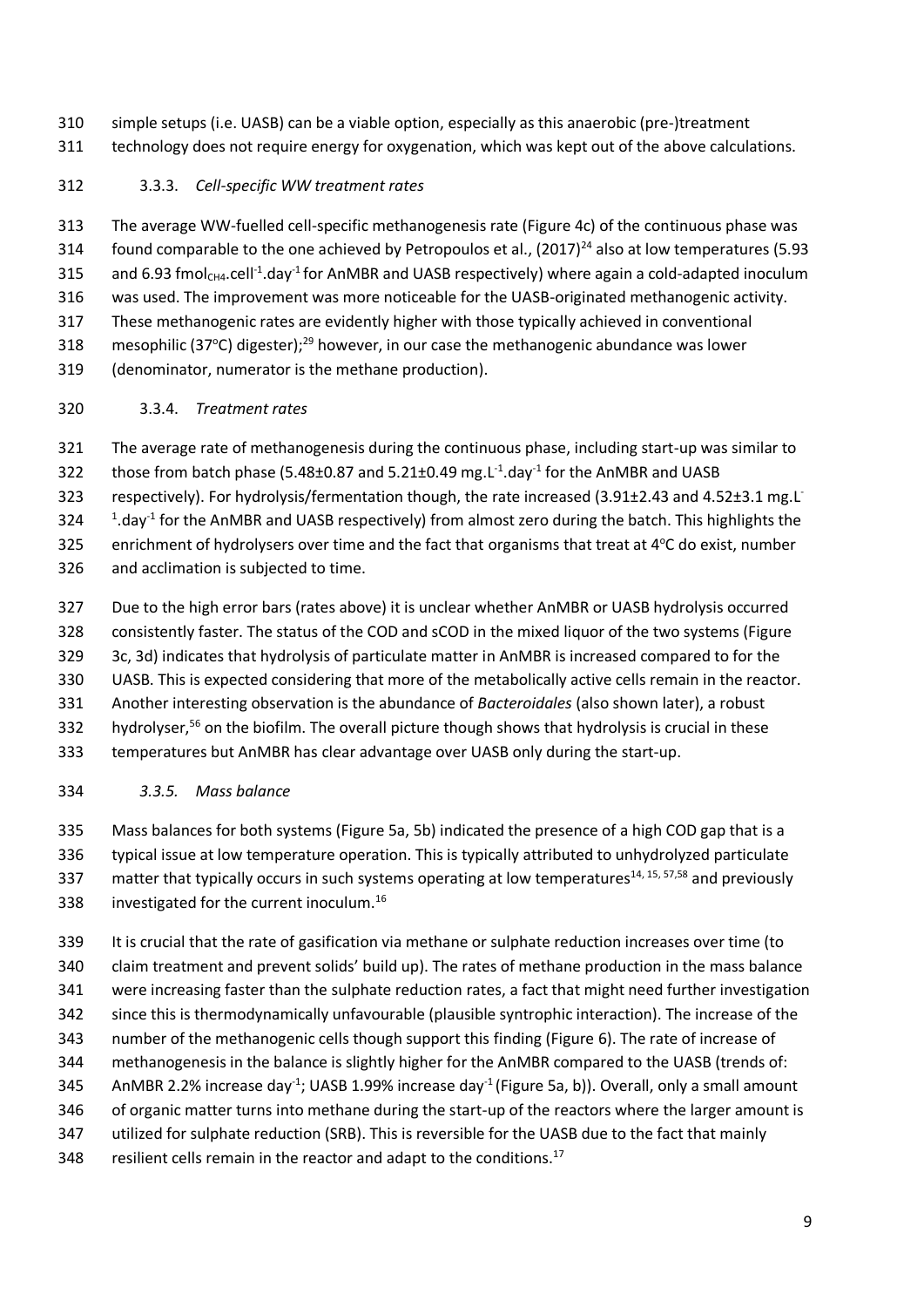simple setups (i.e. UASB) can be a viable option, especially as this anaerobic (pre-)treatment technology does not require energy for oxygenation, which was kept out of the above calculations.

### 3.3.3. *Cell-specific WW treatment rates*

The average WW-fuelled cell-specific methanogenesis rate (Figure 4c) of the continuous phase was found comparable to the one achieved by Petropoulos et al., (2017)[24] also at low temperatures (5.93 and 6.93 $fmol_{CH4}.cell^{-1}.day^{-1}$ for AnMBR and UASB respectively) where again a cold-adapted inoculum was used. The improvement was more noticeable for the UASB-originated methanogenic activity. These methanogenic rates are evidently higher with those typically achieved in conventional mesophilic (37°C) digester);[29] however, in our case the methanogenic abundance was lower (denominator, numerator is the methane production).

### 3.3.4. *Treatment rates*

The average rate of methanogenesis during the continuous phase, including start-up was similar to those from batch phase (5.48±0.87 and 5.21±0.49 $mg.L^{-1}.day^{-1}$ for the AnMBR and UASB respectively). For hydrolysis/fermentation though, the rate increased (3.91±2.43 and 4.52±3.1 $mg.L^{-1}.day^{-1}$ for the AnMBR and UASB respectively) from almost zero during the batch. This highlights the enrichment of hydrolysers over time and the fact that organisms that treat at 4°C do exist, number and acclimation is subjected to time.

Due to the high error bars (rates above) it is unclear whether AnMBR or UASB hydrolysis occurred consistently faster. The status of the COD and sCOD in the mixed liquor of the two systems (Figure 3c, 3d) indicates that hydrolysis of particulate matter in AnMBR is increased compared to for the UASB. This is expected considering that more of the metabolically active cells remain in the reactor. Another interesting observation is the abundance of *Bacteroidales* (also shown later), a robust hydrolyser,[56] on the biofilm. The overall picture though shows that hydrolysis is crucial in these temperatures but AnMBR has clear advantage over UASB only during the start-up.

### *3.3.5. Mass balance*

Mass balances for both systems (Figure 5a, 5b) indicated the presence of a high COD gap that is a typical issue at low temperature operation. This is typically attributed to unhydrolyzed particulate matter that typically occurs in such systems operating at low temperatures[14, 15, 57,58] and previously investigated for the current inoculum.[16]

It is crucial that the rate of gasification via methane or sulphate reduction increases over time (to claim treatment and prevent solids' build up). The rates of methane production in the mass balance were increasing faster than the sulphate reduction rates, a fact that might need further investigation since this is thermodynamically unfavourable (plausible syntrophic interaction). The increase of the number of the methanogenic cells though support this finding (Figure 6). The rate of increase of methanogenesis in the balance is slightly higher for the AnMBR compared to the UASB (trends of: AnMBR 2.2% increase $day^{-1}$; UASB 1.99% increase $day^{-1}$ (Figure 5a, b)). Overall, only a small amount of organic matter turns into methane during the start-up of the reactors where the larger amount is utilized for sulphate reduction (SRB). This is reversible for the UASB due to the fact that mainly resilient cells remain in the reactor and adapt to the conditions.[17]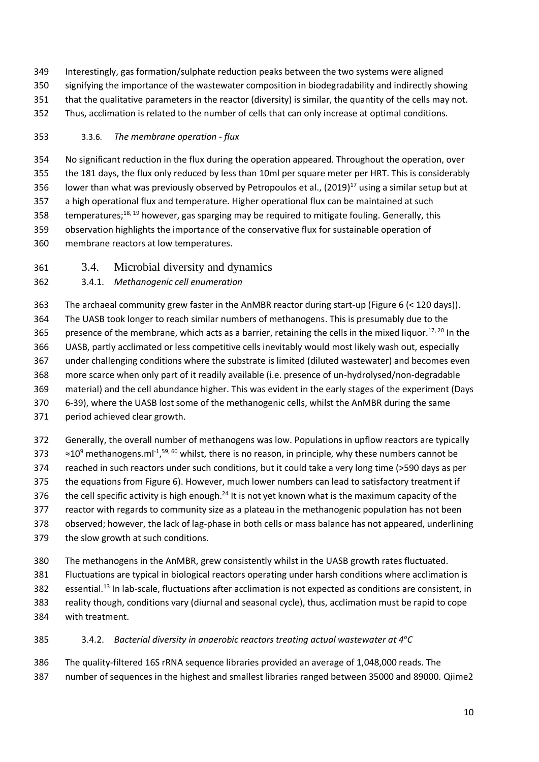Interestingly, gas formation/sulphate reduction peaks between the two systems were aligned signifying the importance of the wastewater composition in biodegradability and indirectly showing that the qualitative parameters in the reactor (diversity) is similar, the quantity of the cells may not. Thus, acclimation is related to the number of cells that can only increase at optimal conditions.

#### 3.3.6. *The membrane operation - flux*

No significant reduction in the flux during the operation appeared. Throughout the operation, over the 181 days, the flux only reduced by less than 10ml per square meter per HRT. This is considerably lower than what was previously observed by Petropoulos et al., (2019)[17] using a similar setup but at a high operational flux and temperature. Higher operational flux can be maintained at such temperatures;[18, 19] however, gas sparging may be required to mitigate fouling. Generally, this observation highlights the importance of the conservative flux for sustainable operation of membrane reactors at low temperatures.

### 3.4. Microbial diversity and dynamics

#### 3.4.1. *Methanogenic cell enumeration*

The archaeal community grew faster in the AnMBR reactor during start-up (Figure 6 (< 120 days)). The UASB took longer to reach similar numbers of methanogens. This is presumably due to the presence of the membrane, which acts as a barrier, retaining the cells in the mixed liquor.[17, 20] In the UASB, partly acclimated or less competitive cells inevitably would most likely wash out, especially under challenging conditions where the substrate is limited (diluted wastewater) and becomes even more scarce when only part of it readily available (i.e. presence of un-hydrolysed/non-degradable material) and the cell abundance higher. This was evident in the early stages of the experiment (Days 6-39), where the UASB lost some of the methanogenic cells, whilst the AnMBR during the same period achieved clear growth.

Generally, the overall number of methanogens was low. Populations in upflow reactors are typically $\approx 10^9$ methanogens.ml$^{-1}$,[59, 60] whilst, there is no reason, in principle, why these numbers cannot be reached in such reactors under such conditions, but it could take a very long time (>590 days as per the equations from Figure 6). However, much lower numbers can lead to satisfactory treatment if the cell specific activity is high enough.[24] It is not yet known what is the maximum capacity of the reactor with regards to community size as a plateau in the methanogenic population has not been observed; however, the lack of lag-phase in both cells or mass balance has not appeared, underlining the slow growth at such conditions.

The methanogens in the AnMBR, grew consistently whilst in the UASB growth rates fluctuated. Fluctuations are typical in biological reactors operating under harsh conditions where acclimation is essential.[13] In lab-scale, fluctuations after acclimation is not expected as conditions are consistent, in reality though, conditions vary (diurnal and seasonal cycle), thus, acclimation must be rapid to cope with treatment.

#### 3.4.2. *Bacterial diversity in anaerobic reactors treating actual wastewater at 4°C*

The quality-filtered 16S rRNA sequence libraries provided an average of 1,048,000 reads. The number of sequences in the highest and smallest libraries ranged between 35000 and 89000. Qiime2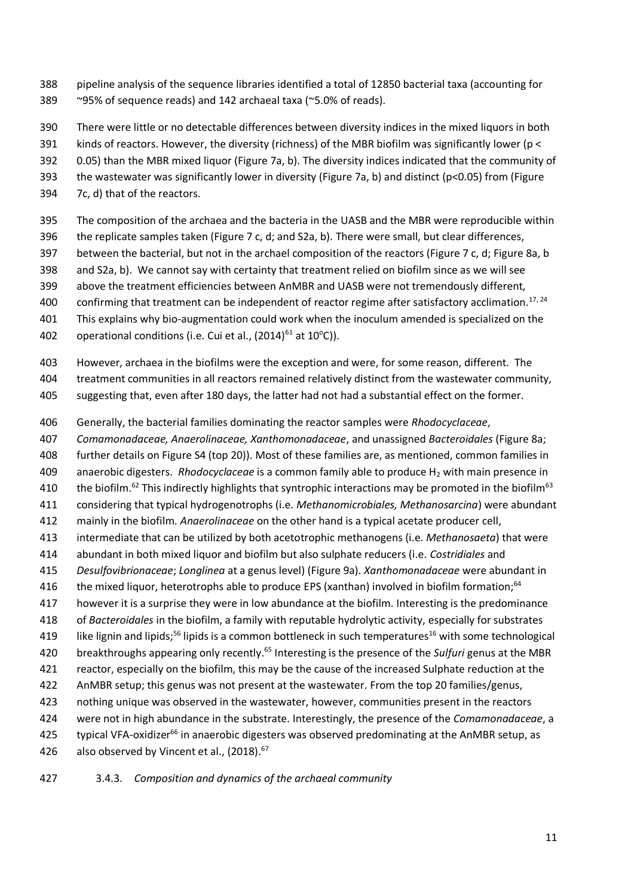pipeline analysis of the sequence libraries identified a total of 12850 bacterial taxa (accounting for ~95% of sequence reads) and 142 archaeal taxa (~5.0% of reads).

There were little or no detectable differences between diversity indices in the mixed liquors in both kinds of reactors. However, the diversity (richness) of the MBR biofilm was significantly lower ($p < 0.05$) than the MBR mixed liquor (Figure 7a, b). The diversity indices indicated that the community of the wastewater was significantly lower in diversity (Figure 7a, b) and distinct ($p<0.05$) from (Figure 7c, d) that of the reactors.

The composition of the archaea and the bacteria in the UASB and the MBR were reproducible within the replicate samples taken (Figure 7 c, d; and S2a, b). There were small, but clear differences, between the bacterial, but not in the archael composition of the reactors (Figure 7 c, d; Figure 8a, b and S2a, b). We cannot say with certainty that treatment relied on biofilm since as we will see above the treatment efficiencies between AnMBR and UASB were not tremendously different, confirming that treatment can be independent of reactor regime after satisfactory acclimation.[17, 24] This explains why bio-augmentation could work when the inoculum amended is specialized on the operational conditions (i.e. Cui et al., (2014)[61] at 10$^{o}$C)).

However, archaea in the biofilms were the exception and were, for some reason, different. The treatment communities in all reactors remained relatively distinct from the wastewater community, suggesting that, even after 180 days, the latter had not had a substantial effect on the former.

Generally, the bacterial families dominating the reactor samples were *Rhodocyclaceae*, *Comamonadaceae, Anaerolinaceae, Xanthomonadaceae*, and unassigned *Bacteroidales* (Figure 8a; further details on Figure S4 (top 20)). Most of these families are, as mentioned, common families in anaerobic digesters. *Rhodocyclaceae* is a common family able to produce $H_2$ with main presence in the biofilm.[62] This indirectly highlights that syntrophic interactions may be promoted in the biofilm[63] considering that typical hydrogenotrophs (i.e. *Methanomicrobiales, Methanosarcina*) were abundant mainly in the biofilm. *Anaerolinaceae* on the other hand is a typical acetate producer cell, intermediate that can be utilized by both acetotrophic methanogens (i.e. *Methanosaeta*) that were abundant in both mixed liquor and biofilm but also sulphate reducers (i.e. *Costridiales* and *Desulfovibrionaceae*; *Longlinea* at a genus level) (Figure 9a). *Xanthomonadaceae* were abundant in the mixed liquor, heterotrophs able to produce EPS (xanthan) involved in biofilm formation;[64] however it is a surprise they were in low abundance at the biofilm. Interesting is the predominance of *Bacteroidales* in the biofilm, a family with reputable hydrolytic activity, especially for substrates like lignin and lipids;[56] lipids is a common bottleneck in such temperatures[16] with some technological breakthroughs appearing only recently.[65] Interesting is the presence of the *Sulfuri* genus at the MBR reactor, especially on the biofilm, this may be the cause of the increased Sulphate reduction at the AnMBR setup; this genus was not present at the wastewater. From the top 20 families/genus, nothing unique was observed in the wastewater, however, communities present in the reactors were not in high abundance in the substrate. Interestingly, the presence of the *Comamonadaceae*, a typical VFA-oxidizer[66] in anaerobic digesters was observed predominating at the AnMBR setup, as also observed by Vincent et al., (2018).[67]

### 3.4.3. *Composition and dynamics of the archaeal community*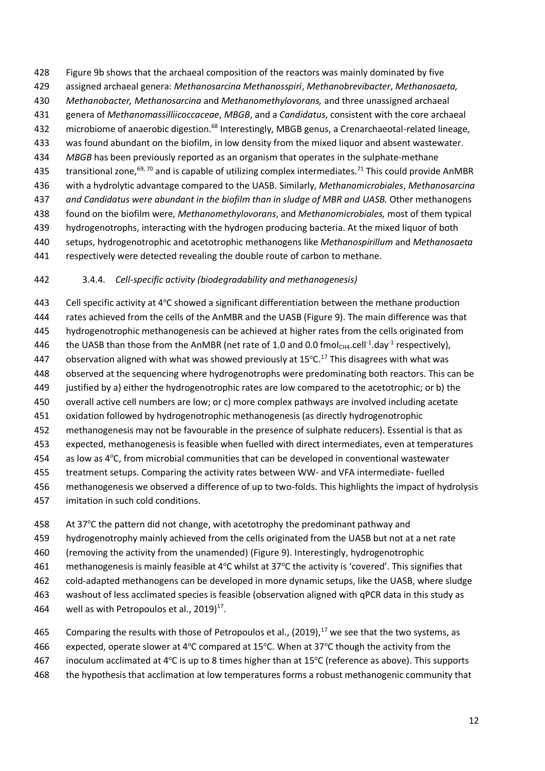Figure 9b shows that the archaeal composition of the reactors was mainly dominated by five assigned archaeal genera: *Methanosarcina Methanosspiri*, *Methanobrevibacter*, *Methanosaeta, Methanobacter, Methanosarcina* and *Methanomethylovorans,* and three unassigned archaeal genera of *Methanomassilliicoccaceae*, *MBGB*, and a *Candidatus*, consistent with the core archaeal microbiome of anaerobic digestion.[68] Interestingly, MBGB genus, a Crenarchaeotal-related lineage, was found abundant on the biofilm, in low density from the mixed liquor and absent wastewater. *MBGB* has been previously reported as an organism that operates in the sulphate-methane transitional zone,[69, 70] and is capable of utilizing complex intermediates.[71] This could provide AnMBR with a hydrolytic advantage compared to the UASB. Similarly, *Methanomicrobiales*, *Methanosarcina and Candidatus were abundant in the biofilm than in sludge of MBR and UASB.* Other methanogens found on the biofilm were, *Methanomethylovorans*, and *Methanomicrobiales,* most of them typical hydrogenotrophs, interacting with the hydrogen producing bacteria. At the mixed liquor of both setups, hydrogenotrophic and acetotrophic methanogens like *Methanospirillum* and *Methanosaeta* respectively were detected revealing the double route of carbon to methane.

### 3.4.4. *Cell-specific activity (biodegradability and methanogenesis)*

Cell specific activity at 4°C showed a significant differentiation between the methane production rates achieved from the cells of the AnMBR and the UASB (Figure 9). The main difference was that hydrogenotrophic methanogenesis can be achieved at higher rates from the cells originated from the UASB than those from the AnMBR (net rate of 1.0 and 0.0 $fmol_{CH4}.cell^{-1}.day^{-1}$ respectively), observation aligned with what was showed previously at 15°C.[17] This disagrees with what was observed at the sequencing where hydrogenotrophs were predominating both reactors. This can be justified by a) either the hydrogenotrophic rates are low compared to the acetotrophic; or b) the overall active cell numbers are low; or c) more complex pathways are involved including acetate oxidation followed by hydrogenotrophic methanogenesis (as directly hydrogenotrophic methanogenesis may not be favourable in the presence of sulphate reducers). Essential is that as expected, methanogenesis is feasible when fuelled with direct intermediates, even at temperatures as low as 4°C, from microbial communities that can be developed in conventional wastewater treatment setups. Comparing the activity rates between WW- and VFA intermediate- fuelled methanogenesis we observed a difference of up to two-folds. This highlights the impact of hydrolysis imitation in such cold conditions.

At 37°C the pattern did not change, with acetotrophy the predominant pathway and hydrogenotrophy mainly achieved from the cells originated from the UASB but not at a net rate (removing the activity from the unamended) (Figure 9). Interestingly, hydrogenotrophic methanogenesis is mainly feasible at 4°C whilst at 37°C the activity is 'covered'. This signifies that cold-adapted methanogens can be developed in more dynamic setups, like the UASB, where sludge washout of less acclimated species is feasible (observation aligned with qPCR data in this study as well as with Petropoulos et al., 2019)[17].

Comparing the results with those of Petropoulos et al., (2019),[17] we see that the two systems, as expected, operate slower at 4°C compared at 15°C. When at 37°C though the activity from the inoculum acclimated at 4°C is up to 8 times higher than at 15°C (reference as above). This supports the hypothesis that acclimation at low temperatures forms a robust methanogenic community that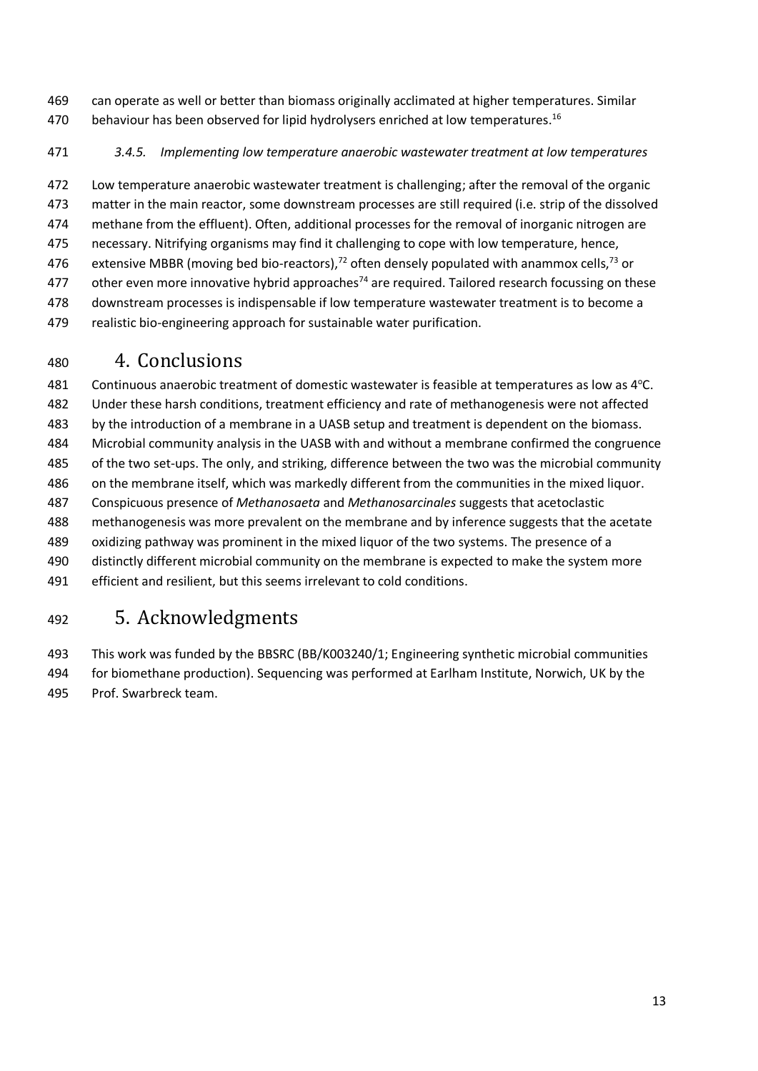can operate as well or better than biomass originally acclimated at higher temperatures. Similar behaviour has been observed for lipid hydrolysers enriched at low temperatures.[16]

### *3.4.5. Implementing low temperature anaerobic wastewater treatment at low temperatures*

Low temperature anaerobic wastewater treatment is challenging; after the removal of the organic matter in the main reactor, some downstream processes are still required (i.e. strip of the dissolved methane from the effluent). Often, additional processes for the removal of inorganic nitrogen are necessary. Nitrifying organisms may find it challenging to cope with low temperature, hence, extensive MBBR (moving bed bio-reactors),[72] often densely populated with anammox cells,[73] or other even more innovative hybrid approaches[74] are required. Tailored research focussing on these downstream processes is indispensable if low temperature wastewater treatment is to become a realistic bio-engineering approach for sustainable water purification.

# 4. Conclusions

Continuous anaerobic treatment of domestic wastewater is feasible at temperatures as low as 4°C. Under these harsh conditions, treatment efficiency and rate of methanogenesis were not affected by the introduction of a membrane in a UASB setup and treatment is dependent on the biomass. Microbial community analysis in the UASB with and without a membrane confirmed the congruence of the two set-ups. The only, and striking, difference between the two was the microbial community on the membrane itself, which was markedly different from the communities in the mixed liquor. Conspicuous presence of *Methanosaeta* and *Methanosarcinales* suggests that acetoclastic methanogenesis was more prevalent on the membrane and by inference suggests that the acetate oxidizing pathway was prominent in the mixed liquor of the two systems. The presence of a distinctly different microbial community on the membrane is expected to make the system more efficient and resilient, but this seems irrelevant to cold conditions.

# 5. Acknowledgments

This work was funded by the BBSRC (BB/K003240/1; Engineering synthetic microbial communities for biomethane production). Sequencing was performed at Earlham Institute, Norwich, UK by the Prof. Swarbreck team.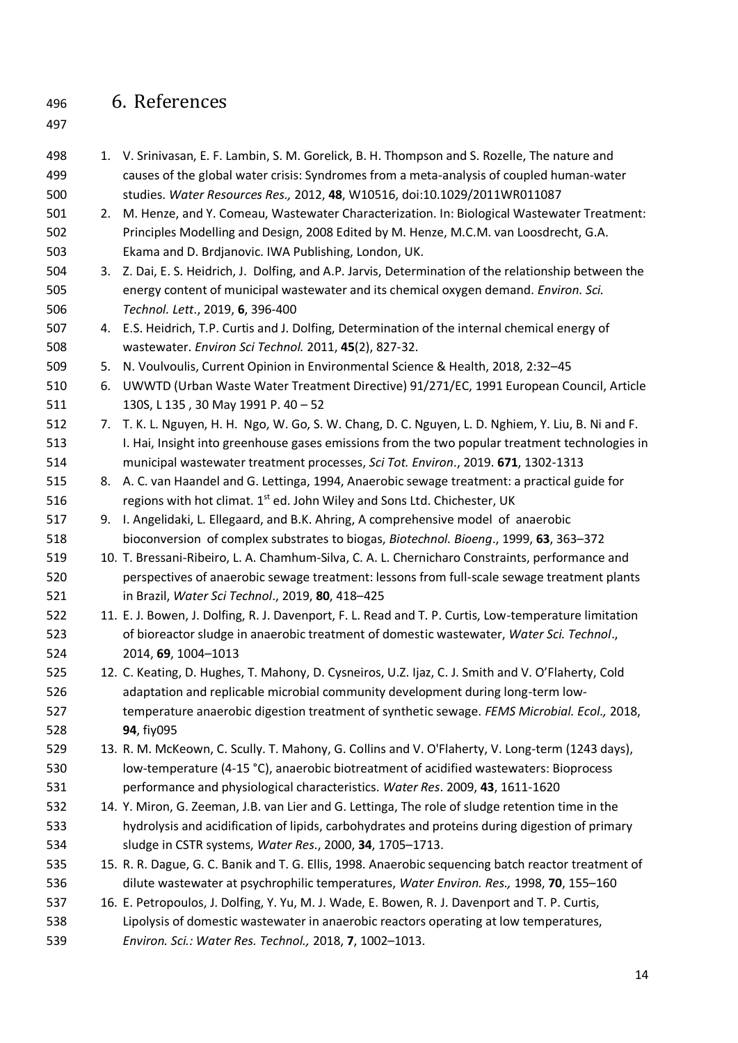# 6. References

1. V. Srinivasan, E. F. Lambin, S. M. Gorelick, B. H. Thompson and S. Rozelle, The nature and causes of the global water crisis: Syndromes from a meta-analysis of coupled human-water studies. *Water Resources Res.,* 2012, **48**, W10516, doi:10.1029/2011WR011087
2. M. Henze, and Y. Comeau, Wastewater Characterization. In: Biological Wastewater Treatment: Principles Modelling and Design, 2008 Edited by M. Henze, M.C.M. van Loosdrecht, G.A. Ekama and D. Brdjanovic. IWA Publishing, London, UK.
3. Z. Dai, E. S. Heidrich, J. Dolfing, and A.P. Jarvis, Determination of the relationship between the energy content of municipal wastewater and its chemical oxygen demand. *Environ. Sci. Technol. Lett*., 2019, **6**, 396-400
4. E.S. Heidrich, T.P. Curtis and J. Dolfing, Determination of the internal chemical energy of wastewater. *Environ Sci Technol.* 2011, **45**(2), 827-32.
5. N. Voulvoulis, Current Opinion in Environmental Science & Health, 2018, 2:32–45
6. UWWTD (Urban Waste Water Treatment Directive) 91/271/EC, 1991 European Council, Article 130S, L 135 , 30 May 1991 P. 40 – 52
7. T. K. L. Nguyen, H. H. Ngo, W. Go, S. W. Chang, D. C. Nguyen, L. D. Nghiem, Y. Liu, B. Ni and F. I. Hai, Insight into greenhouse gases emissions from the two popular treatment technologies in municipal wastewater treatment processes, *Sci Tot. Environ*., 2019. **671**, 1302-1313
8. A. C. van Haandel and G. Lettinga, 1994, Anaerobic sewage treatment: a practical guide for regions with hot climat. 1st ed. John Wiley and Sons Ltd. Chichester, UK
9. I. Angelidaki, L. Ellegaard, and B.K. Ahring, A comprehensive model of anaerobic bioconversion of complex substrates to biogas, *Biotechnol. Bioeng*., 1999, **63**, 363–372
10. T. Bressani-Ribeiro, L. A. Chamhum-Silva, C. A. L. Chernicharo Constraints, performance and perspectives of anaerobic sewage treatment: lessons from full-scale sewage treatment plants in Brazil, *Water Sci Technol*., 2019, **80**, 418–425
11. E. J. Bowen, J. Dolfing, R. J. Davenport, F. L. Read and T. P. Curtis, Low-temperature limitation of bioreactor sludge in anaerobic treatment of domestic wastewater, *Water Sci. Technol*., 2014, **69**, 1004–1013
12. C. Keating, D. Hughes, T. Mahony, D. Cysneiros, U.Z. Ijaz, C. J. Smith and V. O'Flaherty, Cold adaptation and replicable microbial community development during long-term low-temperature anaerobic digestion treatment of synthetic sewage. *FEMS Microbial. Ecol.,* 2018, **94**, fiy095
13. R. M. McKeown, C. Scully. T. Mahony, G. Collins and V. O'Flaherty, V. Long-term (1243 days), low-temperature (4-15 °C), anaerobic biotreatment of acidified wastewaters: Bioprocess performance and physiological characteristics. *Water Res*. 2009, **43**, 1611-1620
14. Y. Miron, G. Zeeman, J.B. van Lier and G. Lettinga, The role of sludge retention time in the hydrolysis and acidification of lipids, carbohydrates and proteins during digestion of primary sludge in CSTR systems, *Water Res*., 2000, **34**, 1705–1713.
15. R. R. Dague, G. C. Banik and T. G. Ellis, 1998. Anaerobic sequencing batch reactor treatment of dilute wastewater at psychrophilic temperatures, *Water Environ. Res.,* 1998, **70**, 155–160
16. E. Petropoulos, J. Dolfing, Y. Yu, M. J. Wade, E. Bowen, R. J. Davenport and T. P. Curtis, Lipolysis of domestic wastewater in anaerobic reactors operating at low temperatures, *Environ. Sci.: Water Res. Technol.,* 2018, **7**, 1002–1013.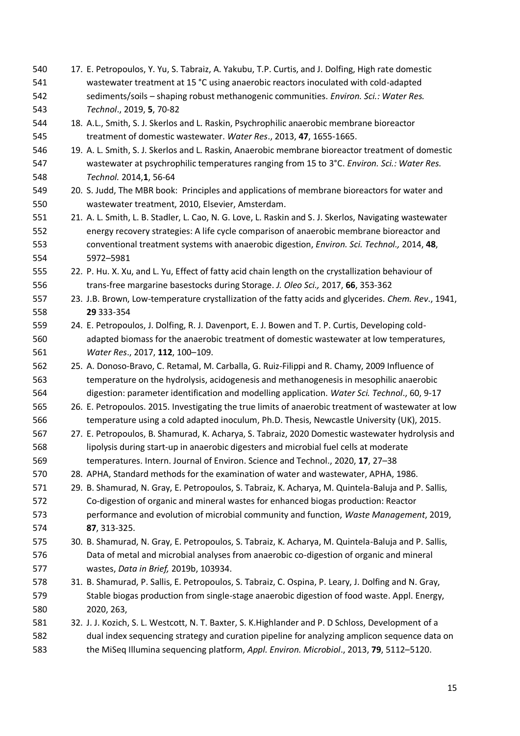17. E. Petropoulos, Y. Yu, S. Tabraiz, A. Yakubu, T.P. Curtis, and J. Dolfing, High rate domestic wastewater treatment at 15 °C using anaerobic reactors inoculated with cold-adapted sediments/soils – shaping robust methanogenic communities. *Environ. Sci.: Water Res. Technol*., 2019, **5**, 70-82
18. A.L., Smith, S. J. Skerlos and L. Raskin, Psychrophilic anaerobic membrane bioreactor treatment of domestic wastewater. *Water Res*., 2013, **47**, 1655-1665.
19. A. L. Smith, S. J. Skerlos and L. Raskin, Anaerobic membrane bioreactor treatment of domestic wastewater at psychrophilic temperatures ranging from 15 to 3°C. *Environ. Sci.: Water Res. Technol.* 2014,**1**, 56-64
20. S. Judd, The MBR book: Principles and applications of membrane bioreactors for water and wastewater treatment, 2010, Elsevier, Amsterdam.
21. A. L. Smith, L. B. Stadler, L. Cao, N. G. Love, L. Raskin and S. J. Skerlos, Navigating wastewater energy recovery strategies: A life cycle comparison of anaerobic membrane bioreactor and conventional treatment systems with anaerobic digestion, *Environ. Sci. Technol.,* 2014, **48**, 5972–5981
22. P. Hu. X. Xu, and L. Yu, Effect of fatty acid chain length on the crystallization behaviour of trans-free margarine basestocks during Storage. *J. Oleo Sci.,* 2017, **66**, 353-362
23. J.B. Brown, Low-temperature crystallization of the fatty acids and glycerides. *Chem. Rev*., 1941, **29** 333-354
24. E. Petropoulos, J. Dolfing, R. J. Davenport, E. J. Bowen and T. P. Curtis, Developing cold-adapted biomass for the anaerobic treatment of domestic wastewater at low temperatures, *Water Res*., 2017, **112**, 100–109.
25. A. Donoso-Bravo, C. Retamal, M. Carballa, G. Ruiz-Filippi and R. Chamy, 2009 Influence of temperature on the hydrolysis, acidogenesis and methanogenesis in mesophilic anaerobic digestion: parameter identification and modelling application. *Water Sci. Technol*., 60, 9-17
26. E. Petropoulos. 2015. Investigating the true limits of anaerobic treatment of wastewater at low temperature using a cold adapted inoculum, Ph.D. Thesis, Newcastle University (UK), 2015.
27. E. Petropoulos, B. Shamurad, K. Acharya, S. Tabraiz, 2020 Domestic wastewater hydrolysis and lipolysis during start-up in anaerobic digesters and microbial fuel cells at moderate temperatures. Intern. Journal of Environ. Science and Technol., 2020, **17**, 27–38
28. APHA, Standard methods for the examination of water and wastewater, APHA, 1986.
29. B. Shamurad, N. Gray, E. Petropoulos, S. Tabraiz, K. Acharya, M. Quintela-Baluja and P. Sallis, Co-digestion of organic and mineral wastes for enhanced biogas production: Reactor performance and evolution of microbial community and function, *Waste Management*, 2019, **87**, 313-325.
30. B. Shamurad, N. Gray, E. Petropoulos, S. Tabraiz, K. Acharya, M. Quintela-Baluja and P. Sallis, Data of metal and microbial analyses from anaerobic co-digestion of organic and mineral wastes, *Data in Brief,* 2019b, 103934.
31. B. Shamurad, P. Sallis, E. Petropoulos, S. Tabraiz, C. Ospina, P. Leary, J. Dolfing and N. Gray, Stable biogas production from single-stage anaerobic digestion of food waste. Appl. Energy, 2020, 263,
32. J. J. Kozich, S. L. Westcott, N. T. Baxter, S. K.Highlander and P. D Schloss, Development of a dual index sequencing strategy and curation pipeline for analyzing amplicon sequence data on the MiSeq Illumina sequencing platform, *Appl. Environ. Microbiol*., 2013, **79**, 5112–5120.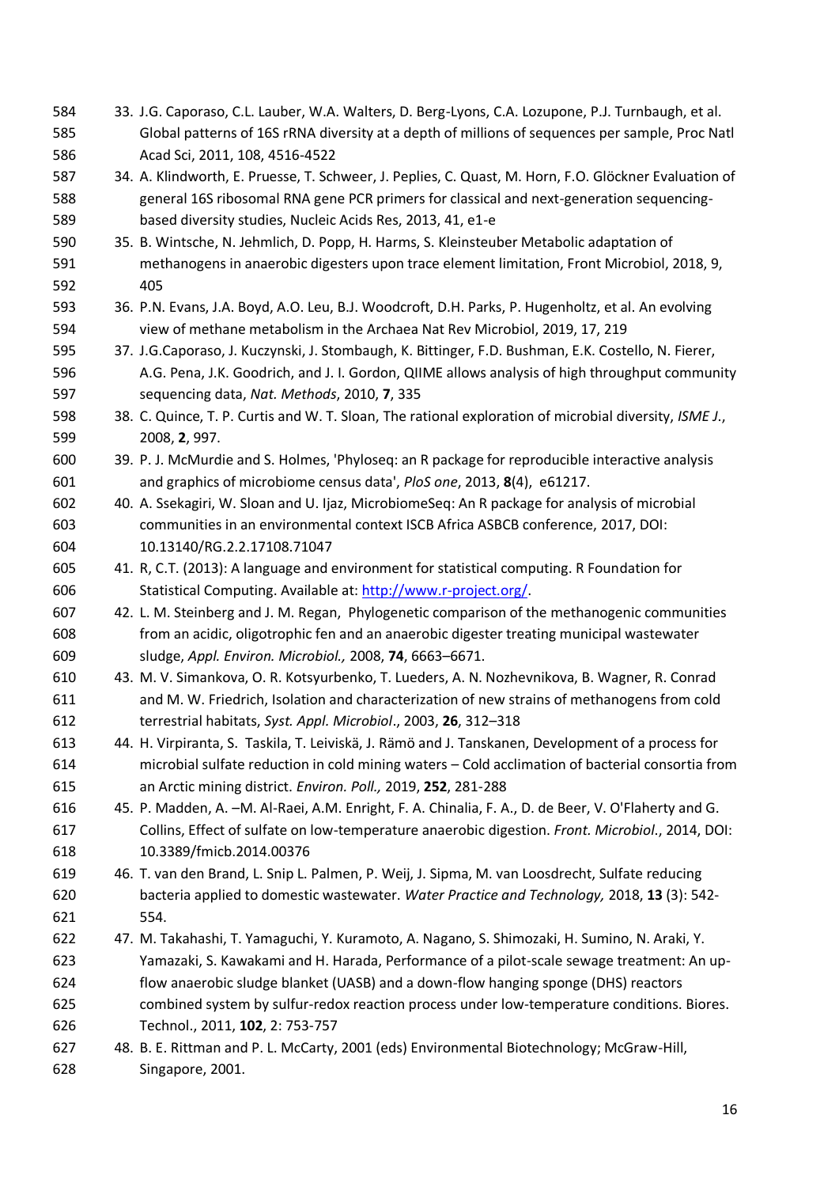33. J.G. Caporaso, C.L. Lauber, W.A. Walters, D. Berg-Lyons, C.A. Lozupone, P.J. Turnbaugh, et al. Global patterns of 16S rRNA diversity at a depth of millions of sequences per sample, Proc Natl Acad Sci, 2011, 108, 4516-4522
34. A. Klindworth, E. Pruesse, T. Schweer, J. Peplies, C. Quast, M. Horn, F.O. Glöckner Evaluation of general 16S ribosomal RNA gene PCR primers for classical and next-generation sequencing-based diversity studies, Nucleic Acids Res, 2013, 41, e1-e
35. B. Wintsche, N. Jehmlich, D. Popp, H. Harms, S. Kleinsteuber Metabolic adaptation of methanogens in anaerobic digesters upon trace element limitation, Front Microbiol, 2018, 9, 405
36. P.N. Evans, J.A. Boyd, A.O. Leu, B.J. Woodcroft, D.H. Parks, P. Hugenholtz, et al. An evolving view of methane metabolism in the Archaea Nat Rev Microbiol, 2019, 17, 219
37. J.G.Caporaso, J. Kuczynski, J. Stombaugh, K. Bittinger, F.D. Bushman, E.K. Costello, N. Fierer, A.G. Pena, J.K. Goodrich, and J. I. Gordon, QIIME allows analysis of high throughput community sequencing data, *Nat. Methods*, 2010, **7**, 335
38. C. Quince, T. P. Curtis and W. T. Sloan, The rational exploration of microbial diversity, *ISME J.*, 2008, **2**, 997.
39. P. J. McMurdie and S. Holmes, 'Phyloseq: an R package for reproducible interactive analysis and graphics of microbiome census data', *PloS one*, 2013, **8**(4), e61217.
40. A. Ssekagiri, W. Sloan and U. Ijaz, MicrobiomeSeq: An R package for analysis of microbial communities in an environmental context ISCB Africa ASBCB conference, 2017, DOI: 10.13140/RG.2.2.17108.71047
41. R, C.T. (2013): A language and environment for statistical computing. R Foundation for Statistical Computing. Available at: http://www.r-project.org/.
42. L. M. Steinberg and J. M. Regan, Phylogenetic comparison of the methanogenic communities from an acidic, oligotrophic fen and an anaerobic digester treating municipal wastewater sludge, *Appl. Environ. Microbiol.,* 2008, **74**, 6663–6671.
43. M. V. Simankova, O. R. Kotsyurbenko, T. Lueders, A. N. Nozhevnikova, B. Wagner, R. Conrad and M. W. Friedrich, Isolation and characterization of new strains of methanogens from cold terrestrial habitats, *Syst. Appl. Microbiol*., 2003, **26**, 312–318
44. H. Virpiranta, S. Taskila, T. Leiviskä, J. Rämö and J. Tanskanen, Development of a process for microbial sulfate reduction in cold mining waters – Cold acclimation of bacterial consortia from an Arctic mining district. *Environ. Poll.,* 2019, **252**, 281-288
45. P. Madden, A. –M. Al-Raei, A.M. Enright, F. A. Chinalia, F. A., D. de Beer, V. O'Flaherty and G. Collins, Effect of sulfate on low-temperature anaerobic digestion. *Front. Microbiol*., 2014, DOI: 10.3389/fmicb.2014.00376
46. T. van den Brand, L. Snip L. Palmen, P. Weij, J. Sipma, M. van Loosdrecht, Sulfate reducing bacteria applied to domestic wastewater. *Water Practice and Technology,* 2018, **13** (3): 542-554.
47. M. Takahashi, T. Yamaguchi, Y. Kuramoto, A. Nagano, S. Shimozaki, H. Sumino, N. Araki, Y. Yamazaki, S. Kawakami and H. Harada, Performance of a pilot-scale sewage treatment: An up-flow anaerobic sludge blanket (UASB) and a down-flow hanging sponge (DHS) reactors combined system by sulfur-redox reaction process under low-temperature conditions. Biores. Technol., 2011, **102**, 2: 753-757
48. B. E. Rittman and P. L. McCarty, 2001 (eds) Environmental Biotechnology; McGraw-Hill, Singapore, 2001.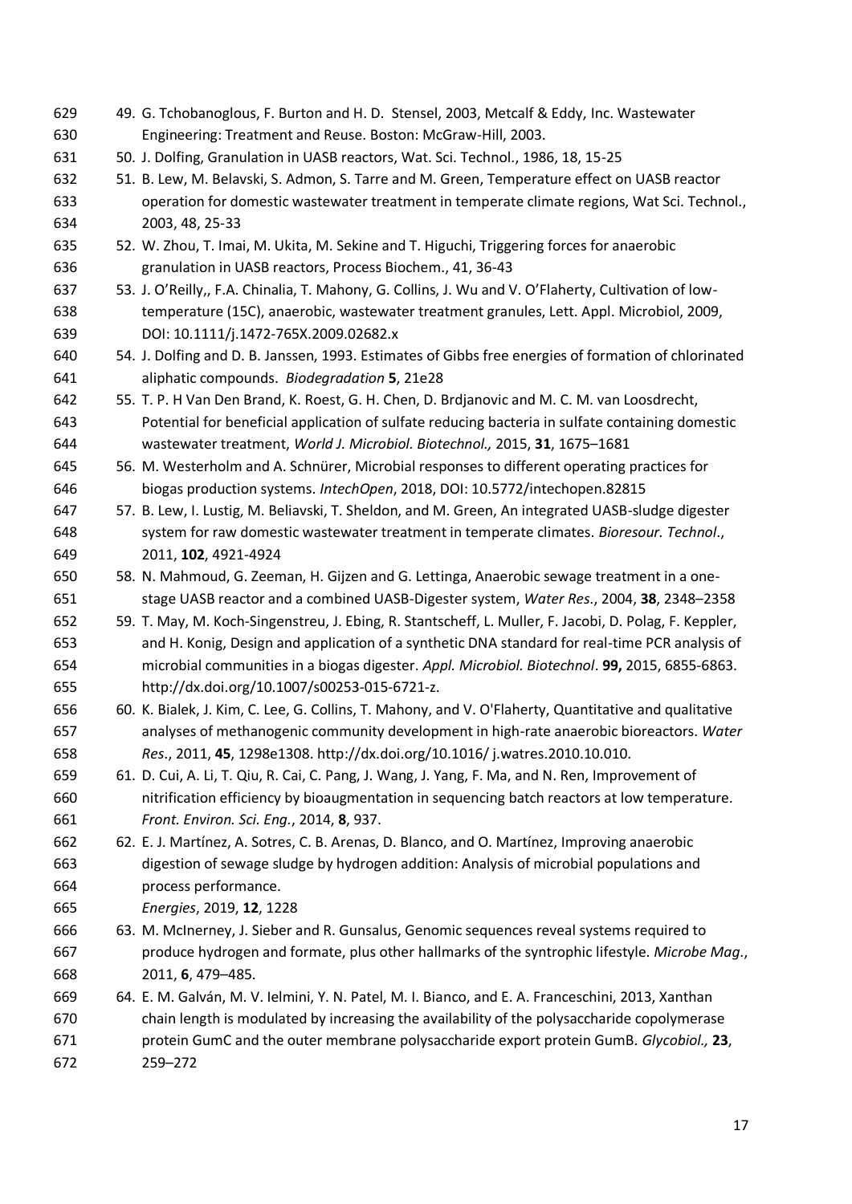49. G. Tchobanoglous, F. Burton and H. D. Stensel, 2003, Metcalf & Eddy, Inc. Wastewater Engineering: Treatment and Reuse. Boston: McGraw-Hill, 2003.
50. J. Dolfing, Granulation in UASB reactors, Wat. Sci. Technol., 1986, 18, 15-25
51. B. Lew, M. Belavski, S. Admon, S. Tarre and M. Green, Temperature effect on UASB reactor operation for domestic wastewater treatment in temperate climate regions, Wat Sci. Technol., 2003, 48, 25-33
52. W. Zhou, T. Imai, M. Ukita, M. Sekine and T. Higuchi, Triggering forces for anaerobic granulation in UASB reactors, Process Biochem., 41, 36-43
53. J. O'Reilly,, F.A. Chinalia, T. Mahony, G. Collins, J. Wu and V. O'Flaherty, Cultivation of low-temperature (15C), anaerobic, wastewater treatment granules, Lett. Appl. Microbiol, 2009, DOI: 10.1111/j.1472-765X.2009.02682.x
54. J. Dolfing and D. B. Janssen, 1993. Estimates of Gibbs free energies of formation of chlorinated aliphatic compounds. *Biodegradation* **5**, 21e28
55. T. P. H Van Den Brand, K. Roest, G. H. Chen, D. Brdjanovic and M. C. M. van Loosdrecht, Potential for beneficial application of sulfate reducing bacteria in sulfate containing domestic wastewater treatment, *World J. Microbiol. Biotechnol.,* 2015, **31**, 1675–1681
56. M. Westerholm and A. Schnürer, Microbial responses to different operating practices for biogas production systems. *IntechOpen*, 2018, DOI: 10.5772/intechopen.82815
57. B. Lew, I. Lustig, M. Beliavski, T. Sheldon, and M. Green, An integrated UASB-sludge digester system for raw domestic wastewater treatment in temperate climates. *Bioresour. Technol*., 2011, **102**, 4921-4924
58. N. Mahmoud, G. Zeeman, H. Gijzen and G. Lettinga, Anaerobic sewage treatment in a one-stage UASB reactor and a combined UASB-Digester system, *Water Res*., 2004, **38**, 2348–2358
59. T. May, M. Koch-Singenstreu, J. Ebing, R. Stantscheff, L. Muller, F. Jacobi, D. Polag, F. Keppler, and H. Konig, Design and application of a synthetic DNA standard for real-time PCR analysis of microbial communities in a biogas digester. *Appl. Microbiol. Biotechnol*. **99,** 2015, 6855-6863. http://dx.doi.org/10.1007/s00253-015-6721-z.
60. K. Bialek, J. Kim, C. Lee, G. Collins, T. Mahony, and V. O'Flaherty, Quantitative and qualitative analyses of methanogenic community development in high-rate anaerobic bioreactors. *Water Res*., 2011, **45**, 1298e1308. http://dx.doi.org/10.1016/ j.watres.2010.10.010.
61. D. Cui, A. Li, T. Qiu, R. Cai, C. Pang, J. Wang, J. Yang, F. Ma, and N. Ren, Improvement of nitrification efficiency by bioaugmentation in sequencing batch reactors at low temperature. *Front. Environ. Sci. Eng.*, 2014, **8**, 937.
62. E. J. Martínez, A. Sotres, C. B. Arenas, D. Blanco, and O. Martínez, Improving anaerobic digestion of sewage sludge by hydrogen addition: Analysis of microbial populations and process performance.
*Energies*, 2019, **12**, 1228
63. M. McInerney, J. Sieber and R. Gunsalus, Genomic sequences reveal systems required to produce hydrogen and formate, plus other hallmarks of the syntrophic lifestyle. *Microbe Mag*., 2011, **6**, 479–485.
64. E. M. Galván, M. V. Ielmini, Y. N. Patel, M. I. Bianco, and E. A. Franceschini, 2013, Xanthan chain length is modulated by increasing the availability of the polysaccharide copolymerase protein GumC and the outer membrane polysaccharide export protein GumB. *Glycobiol.,* **23**, 259–272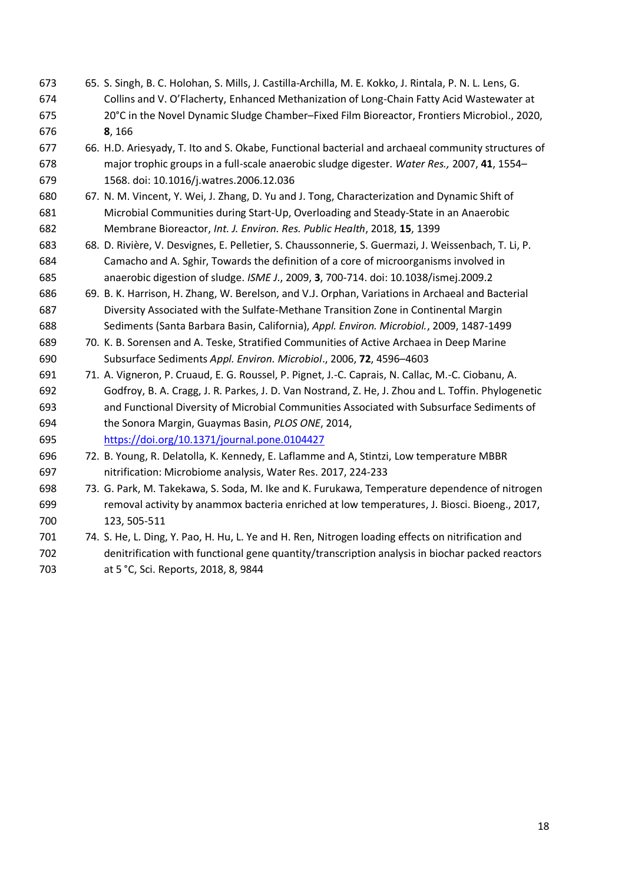65. S. Singh, B. C. Holohan, S. Mills, J. Castilla-Archilla, M. E. Kokko, J. Rintala, P. N. L. Lens, G. Collins and V. O'Flacherty, Enhanced Methanization of Long-Chain Fatty Acid Wastewater at 20°C in the Novel Dynamic Sludge Chamber–Fixed Film Bioreactor, Frontiers Microbiol., 2020, **8**, 166
66. H.D. Ariesyady, T. Ito and S. Okabe, Functional bacterial and archaeal community structures of major trophic groups in a full-scale anaerobic sludge digester. *Water Res.,* 2007, **41**, 1554–1568. doi: 10.1016/j.watres.2006.12.036
67. N. M. Vincent, Y. Wei, J. Zhang, D. Yu and J. Tong, Characterization and Dynamic Shift of Microbial Communities during Start-Up, Overloading and Steady-State in an Anaerobic Membrane Bioreactor, *Int. J. Environ. Res. Public Health*, 2018, **15**, 1399
68. D. Rivière, V. Desvignes, E. Pelletier, S. Chaussonnerie, S. Guermazi, J. Weissenbach, T. Li, P. Camacho and A. Sghir, Towards the definition of a core of microorganisms involved in anaerobic digestion of sludge. *ISME J.*, 2009, **3**, 700-714. doi: 10.1038/ismej.2009.2
69. B. K. Harrison, H. Zhang, W. Berelson, and V.J. Orphan, Variations in Archaeal and Bacterial Diversity Associated with the Sulfate-Methane Transition Zone in Continental Margin Sediments (Santa Barbara Basin, California), *Appl. Environ. Microbiol.*, 2009, 1487-1499
70. K. B. Sorensen and A. Teske, Stratified Communities of Active Archaea in Deep Marine Subsurface Sediments *Appl. Environ. Microbiol*., 2006, **72**, 4596–4603
71. A. Vigneron, P. Cruaud, E. G. Roussel, P. Pignet, J.-C. Caprais, N. Callac, M.-C. Ciobanu, A. Godfroy, B. A. Cragg, J. R. Parkes, J. D. Van Nostrand, Z. He, J. Zhou and L. Toffin. Phylogenetic and Functional Diversity of Microbial Communities Associated with Subsurface Sediments of the Sonora Margin, Guaymas Basin, *PLOS ONE*, 2014, https://doi.org/10.1371/journal.pone.0104427
72. B. Young, R. Delatolla, K. Kennedy, E. Laflamme and A, Stintzi, Low temperature MBBR nitrification: Microbiome analysis, Water Res. 2017, 224-233
73. G. Park, M. Takekawa, S. Soda, M. Ike and K. Furukawa, Temperature dependence of nitrogen removal activity by anammox bacteria enriched at low temperatures, J. Biosci. Bioeng., 2017, 123, 505-511
74. S. He, L. Ding, Y. Pao, H. Hu, L. Ye and H. Ren, Nitrogen loading effects on nitrification and denitrification with functional gene quantity/transcription analysis in biochar packed reactors at 5 °C, Sci. Reports, 2018, 8, 9844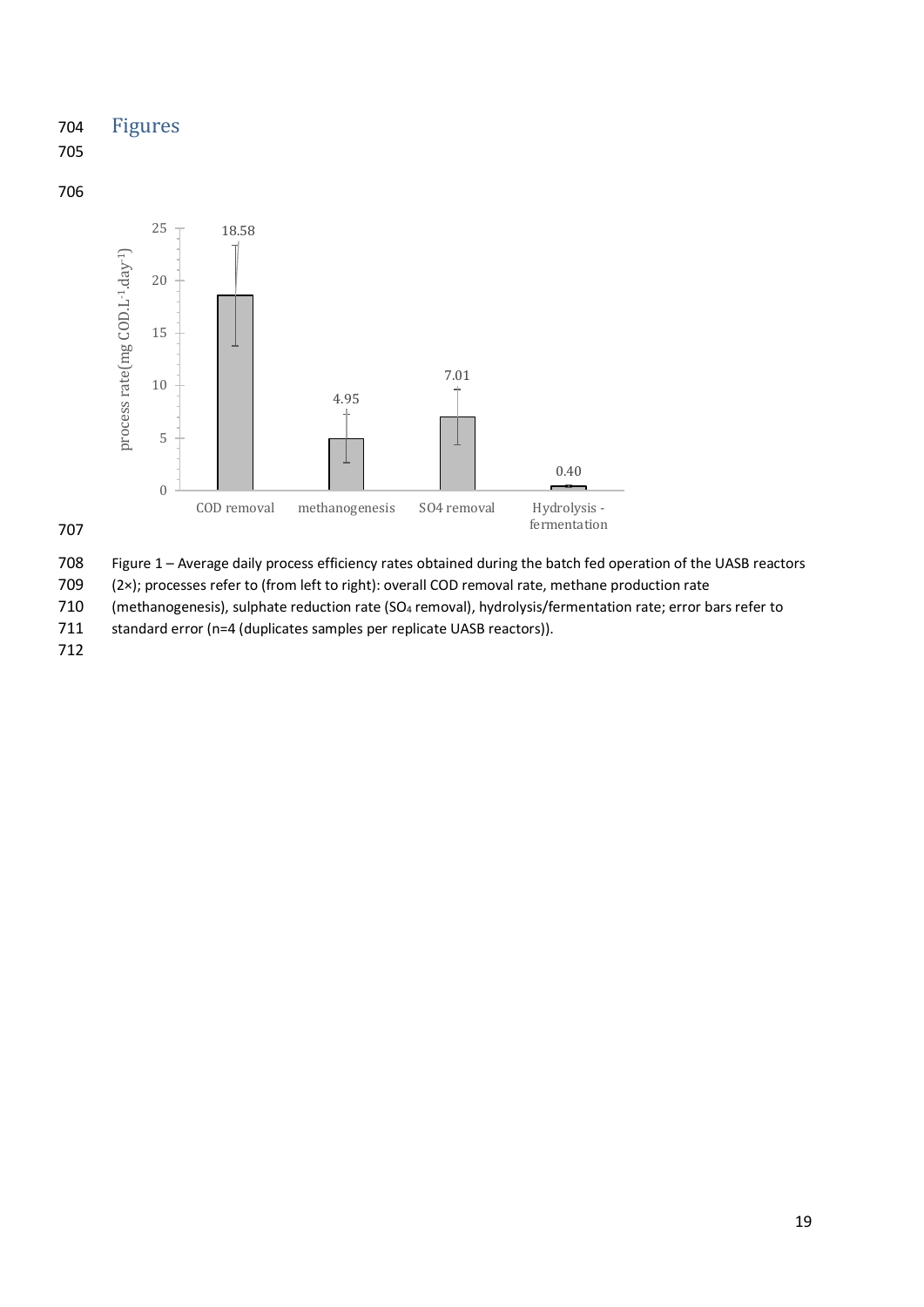# Figures

Figure 1 – Average daily process efficiency rates obtained during the batch fed operation of the UASB reactors (2×); processes refer to (from left to right): overall COD removal rate, methane production rate (methanogenesis), sulphate reduction rate ($SO_4$ removal), hydrolysis/fermentation rate; error bars refer to standard error (n=4 (duplicates samples per replicate UASB reactors)).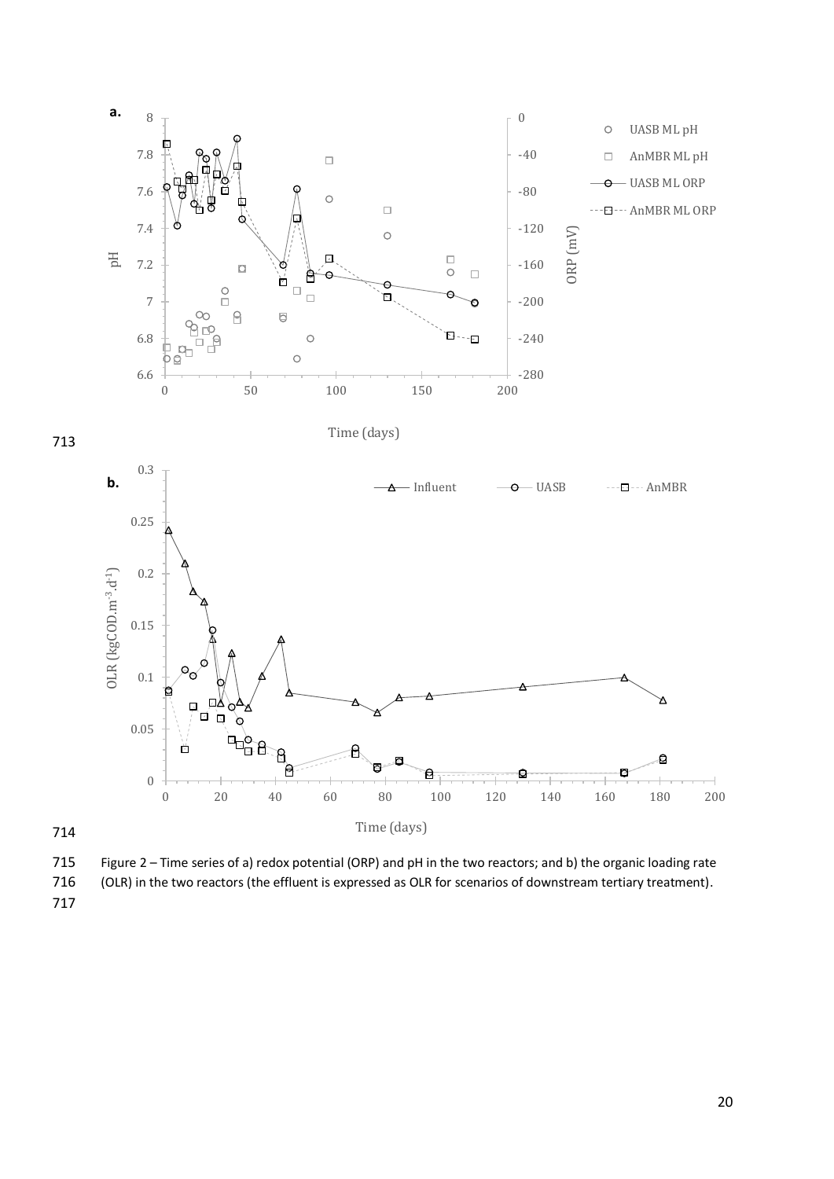Figure 2 – Time series of a) redox potential (ORP) and pH in the two reactors; and b) the organic loading rate (OLR) in the two reactors (the effluent is expressed as OLR for scenarios of downstream tertiary treatment).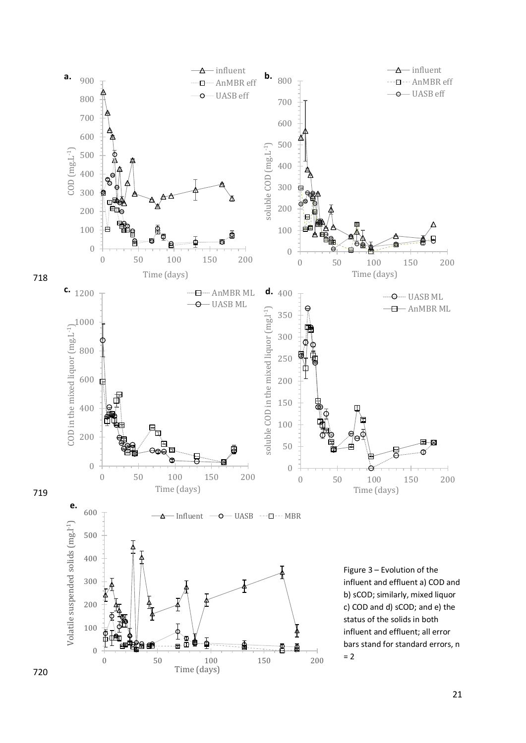Figure 3 – Evolution of the influent and effluent a) COD and b) sCOD; similarly, mixed liquor c) COD and d) sCOD; and e) the status of the solids in both influent and effluent; all error bars stand for standard errors, n = 2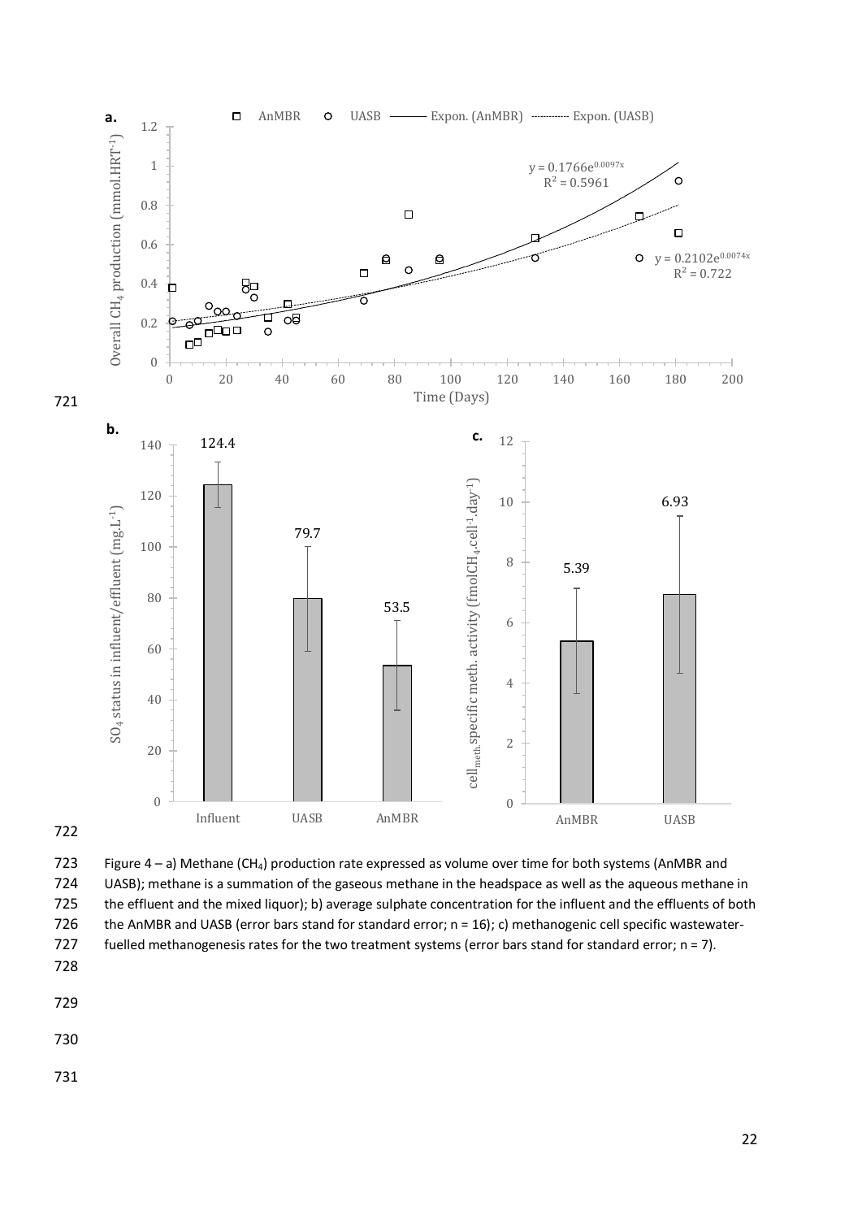Figure 4 – a) Methane ($CH_4$) production rate expressed as volume over time for both systems (AnMBR and UASB); methane is a summation of the gaseous methane in the headspace as well as the aqueous methane in the effluent and the mixed liquor); b) average sulphate concentration for the influent and the effluents of both the AnMBR and UASB (error bars stand for standard error; n = 16); c) methanogenic cell specific wastewater-fuelled methanogenesis rates for the two treatment systems (error bars stand for standard error; n = 7).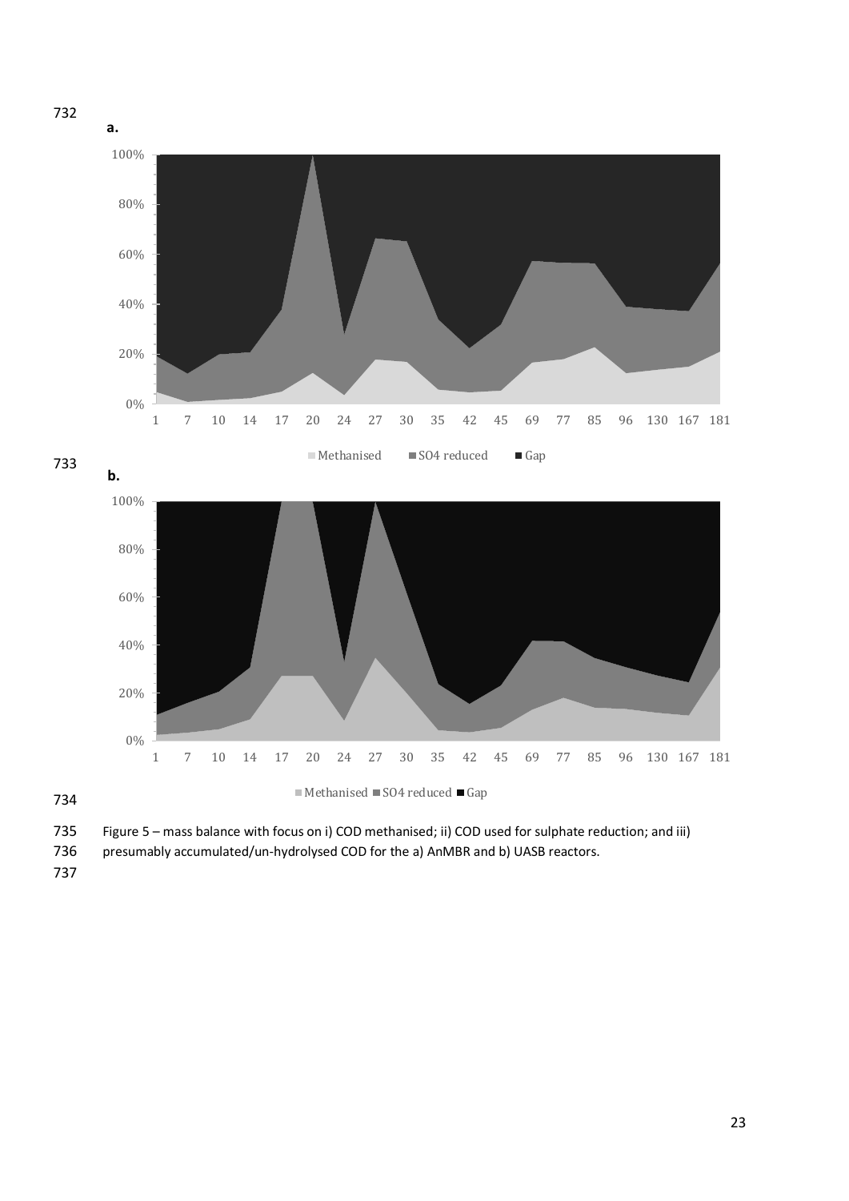**a.**

**b.**

Figure 5 – mass balance with focus on i) COD methanised; ii) COD used for sulphate reduction; and iii) presumably accumulated/un-hydrolysed COD for the a) AnMBR and b) UASB reactors.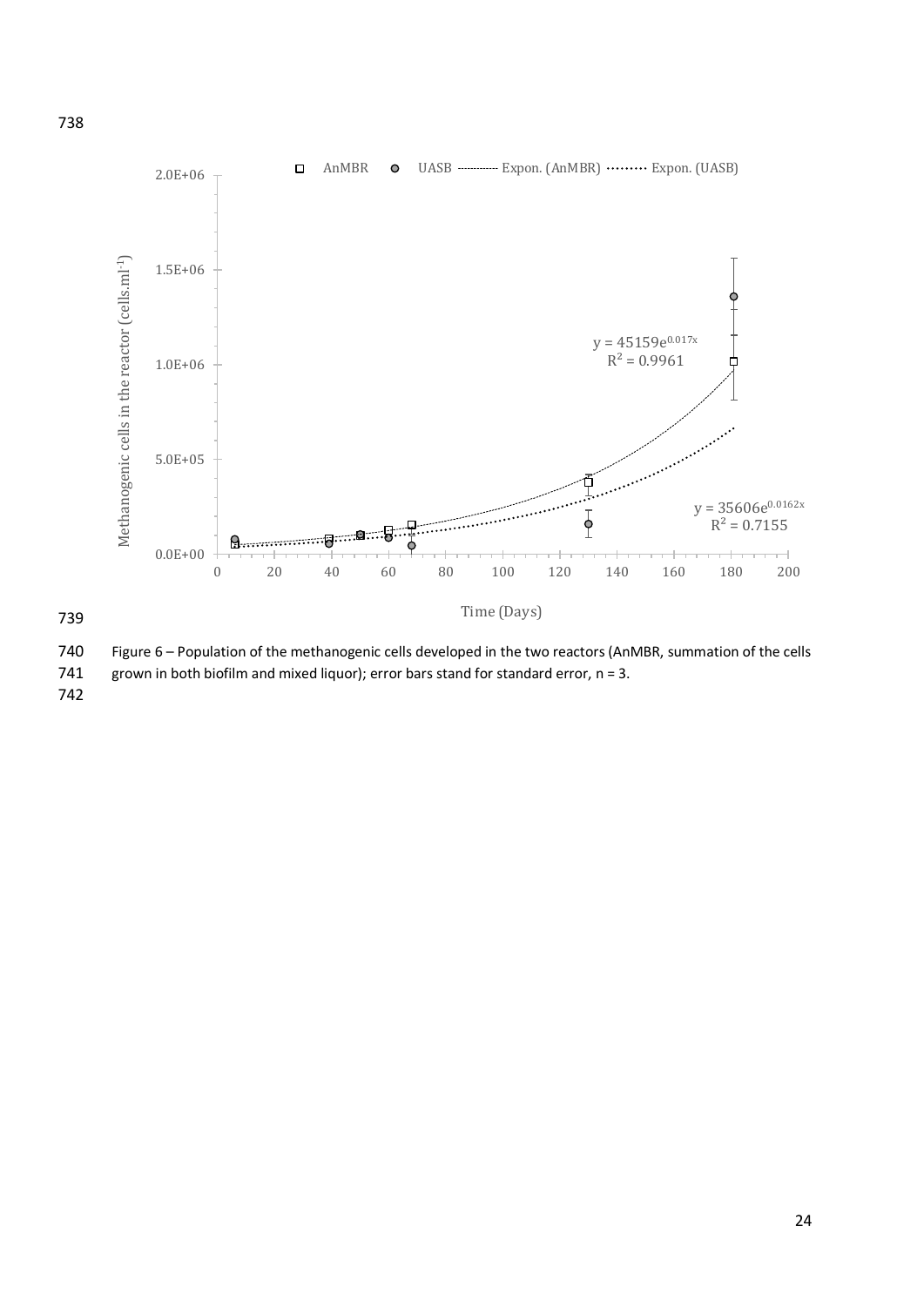Figure 6 – Population of the methanogenic cells developed in the two reactors (AnMBR, summation of the cells grown in both biofilm and mixed liquor); error bars stand for standard error, n = 3.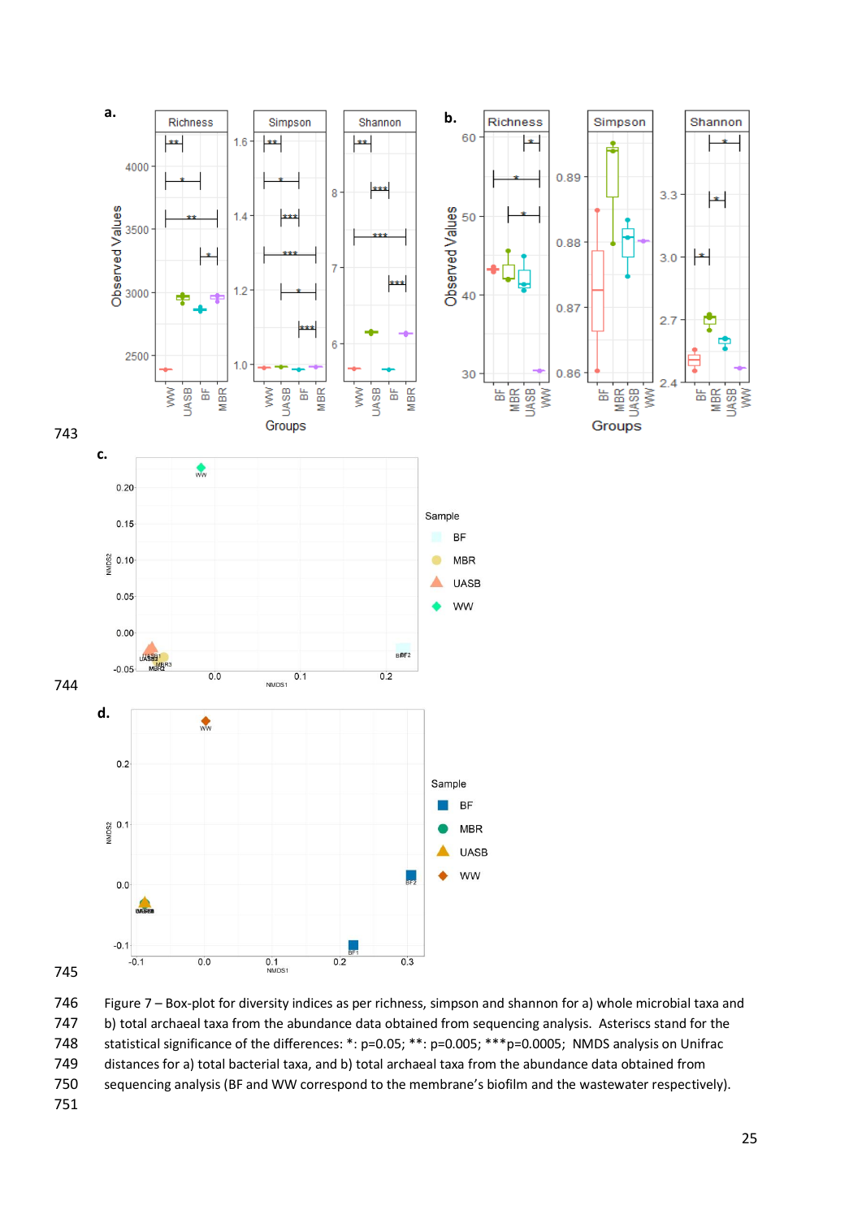Figure 7 – Box-plot for diversity indices as per richness, simpson and shannon for a) whole microbial taxa and b) total archaeal taxa from the abundance data obtained from sequencing analysis. Asteriscs stand for the statistical significance of the differences: *: p=0.05; **: p=0.005; ***p=0.0005; NMDS analysis on Unifrac distances for a) total bacterial taxa, and b) total archaeal taxa from the abundance data obtained from sequencing analysis (BF and WW correspond to the membrane's biofilm and the wastewater respectively).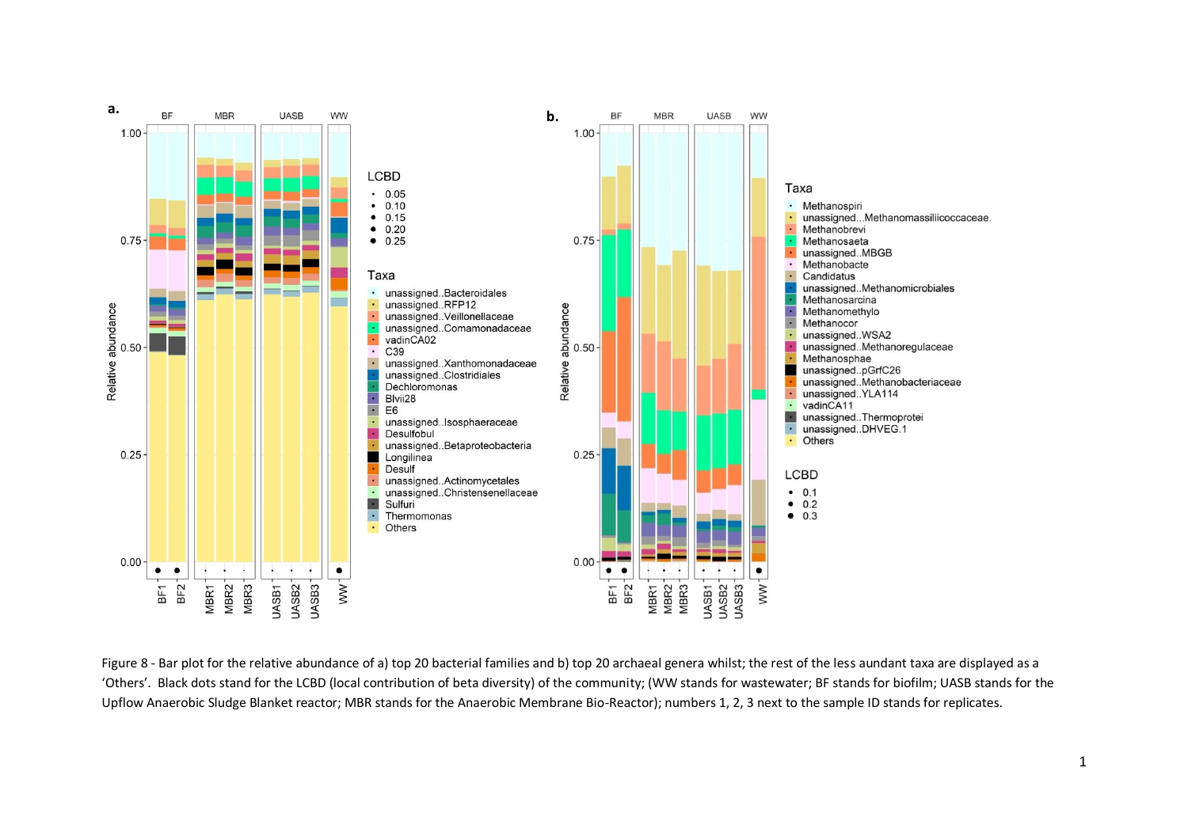Figure 8 - Bar plot for the relative abundance of a) top 20 bacterial families and b) top 20 archaeal genera whilst; the rest of the less aundant taxa are displayed as a 'Others'. Black dots stand for the LCBD (local contribution of beta diversity) of the community; (WW stands for wastewater; BF stands for biofilm; UASB stands for the Upflow Anaerobic Sludge Blanket reactor; MBR stands for the Anaerobic Membrane Bio-Reactor); numbers 1, 2, 3 next to the sample ID stands for replicates.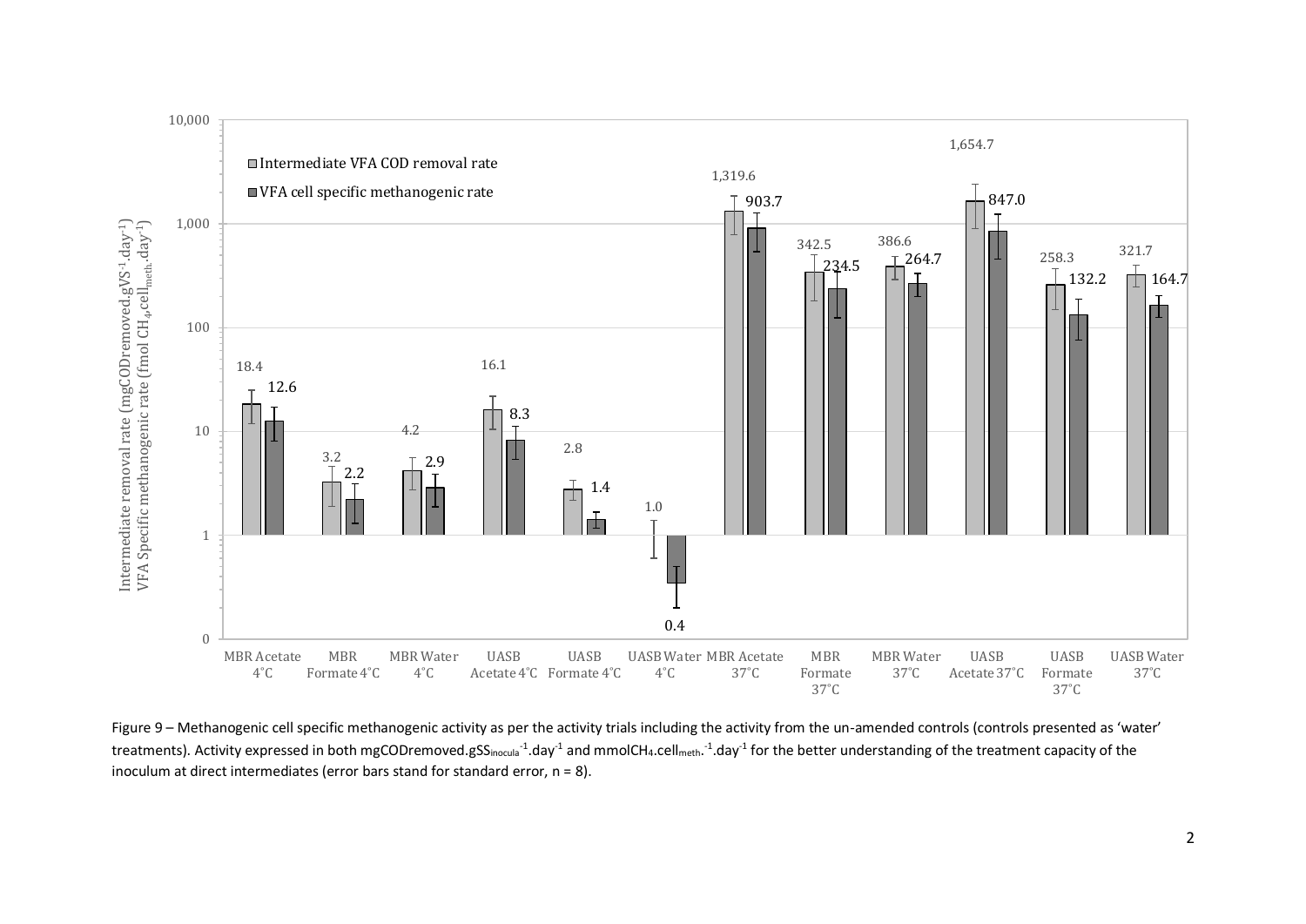10,000

1,000

100

10

1

0

Intermediate removal rate (mgCODremoved.gVS$^{-1}$.day$^{-1}$)
VFA Specific methanogenic rate (fmol $CH_4$.cell$_{meth}$.day$^{-1}$)

Intermediate VFA COD removal rate

VFA cell specific methanogenic rate

18.4
12.6
3.2
2.2
4.2
2.9
16.1
8.3
2.8
1.4
1.0
0.4
1,319.6
903.7
342.5
234.5
386.6
264.7
1,654.7
847.0
258.3
132.2
321.7
164.7

MBR Acetate 4°C
MBR Formate 4°C
MBR Water 4°C
UASB Acetate 4°C
UASB Formate 4°C
UASB Water 4°C
MBR Acetate 37°C
MBR Formate 37°C
MBR Water 37°C
UASB Acetate 37°C
UASB Formate 37°C
UASB Water 37°C

Figure 9 – Methanogenic cell specific methanogenic activity as per the activity trials including the activity from the un-amended controls (controls presented as 'water' treatments). Activity expressed in both mgCODremoved.gSS$_{inocula}^{-1}$.day$^{-1}$ and mmolCH$_4$.cell$_{meth.}^{-1}$.day$^{-1}$ for the better understanding of the treatment capacity of the inoculum at direct intermediates (error bars stand for standard error, n = 8).